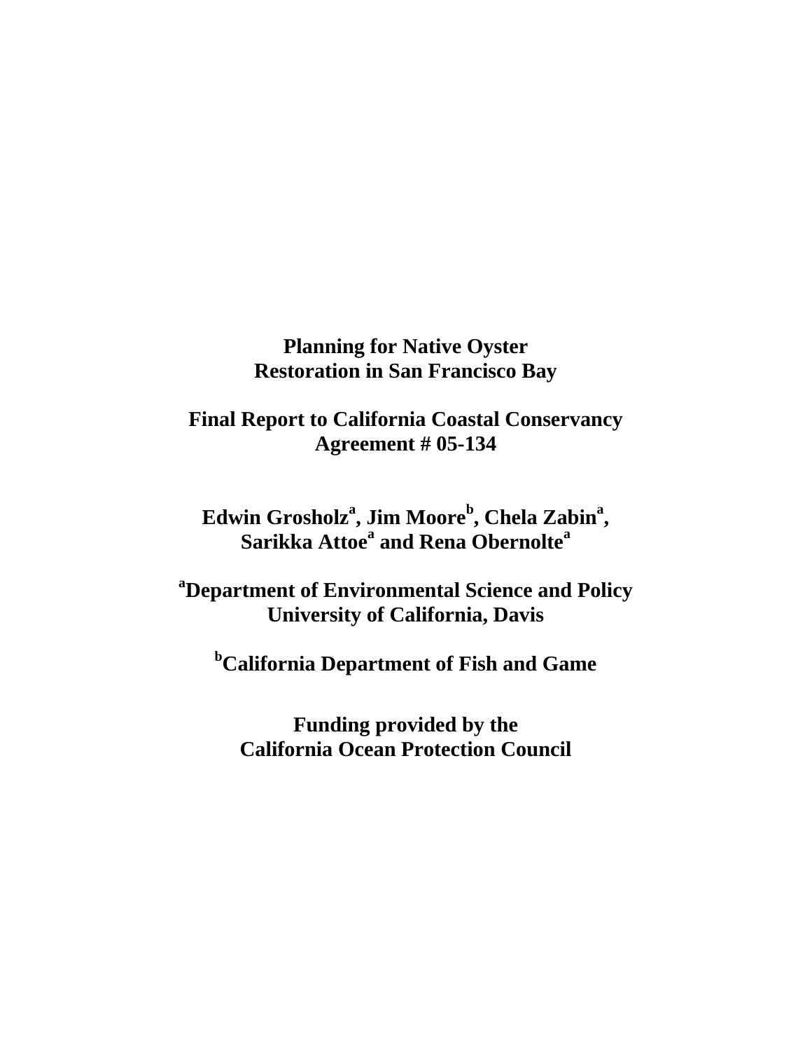# Planning for Native Oyster Restoration in San Francisco Bay

## Final Report to California Coastal Conservancy Agreement # 05-134

**Edwin Grosholz[a], Jim Moore[b], Chela Zabin[a], Sarikka Attoe[a] and Rena Obernolte[a]**

**[a]Department of Environmental Science and Policy University of California, Davis**

**[b]California Department of Fish and Game**

**Funding provided by the California Ocean Protection Council**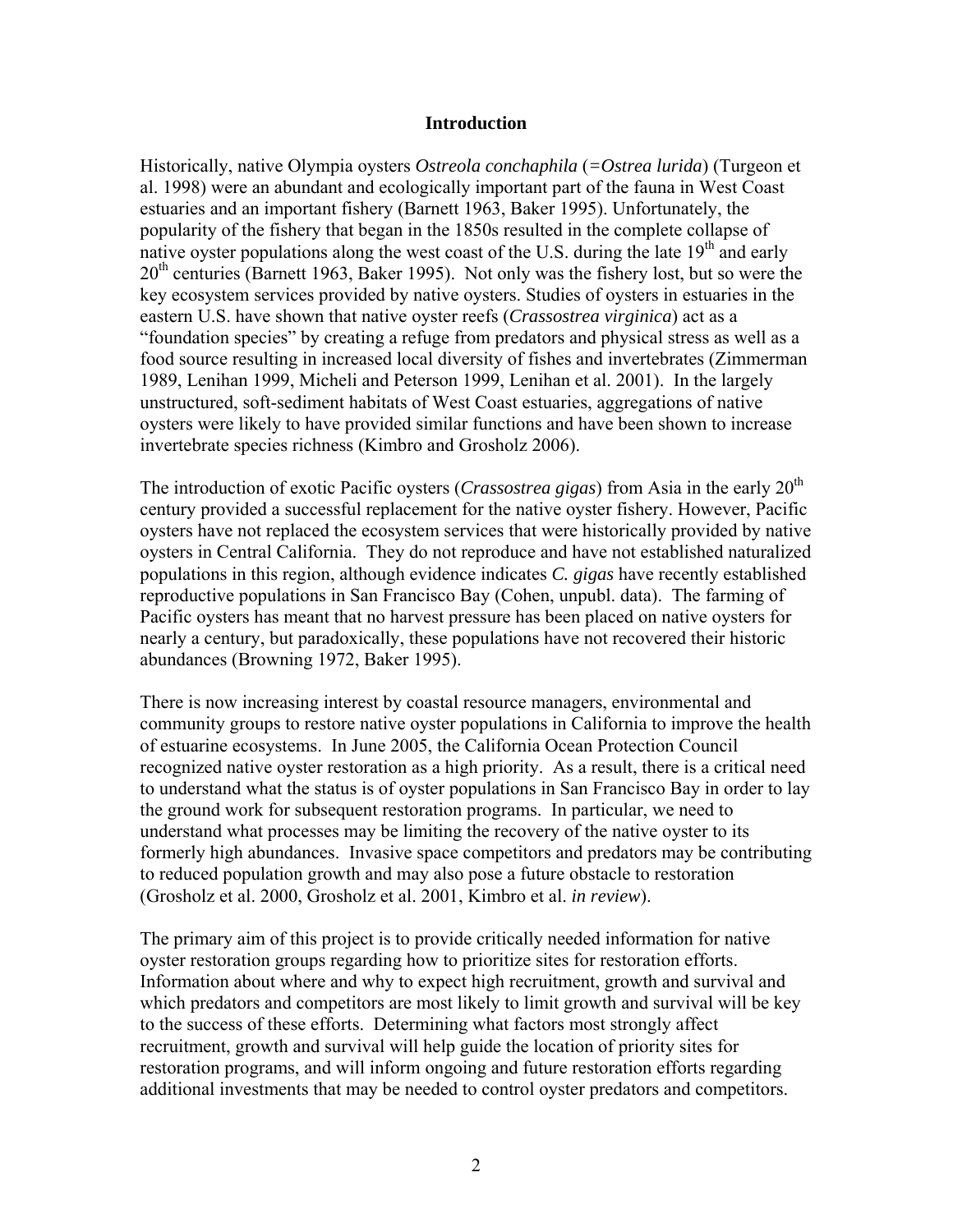## Introduction

Historically, native Olympia oysters *Ostreola conchaphila* (=*Ostrea lurida*) (Turgeon et al. 1998) were an abundant and ecologically important part of the fauna in West Coast estuaries and an important fishery (Barnett 1963, Baker 1995). Unfortunately, the popularity of the fishery that began in the 1850s resulted in the complete collapse of native oyster populations along the west coast of the U.S. during the late 19th and early 20th centuries (Barnett 1963, Baker 1995). Not only was the fishery lost, but so were the key ecosystem services provided by native oysters. Studies of oysters in estuaries in the eastern U.S. have shown that native oyster reefs (*Crassostrea virginica*) act as a "foundation species" by creating a refuge from predators and physical stress as well as a food source resulting in increased local diversity of fishes and invertebrates (Zimmerman 1989, Lenihan 1999, Micheli and Peterson 1999, Lenihan et al. 2001). In the largely unstructured, soft-sediment habitats of West Coast estuaries, aggregations of native oysters were likely to have provided similar functions and have been shown to increase invertebrate species richness (Kimbro and Grosholz 2006).

The introduction of exotic Pacific oysters (*Crassostrea gigas*) from Asia in the early 20th century provided a successful replacement for the native oyster fishery. However, Pacific oysters have not replaced the ecosystem services that were historically provided by native oysters in Central California. They do not reproduce and have not established naturalized populations in this region, although evidence indicates *C. gigas* have recently established reproductive populations in San Francisco Bay (Cohen, unpubl. data). The farming of Pacific oysters has meant that no harvest pressure has been placed on native oysters for nearly a century, but paradoxically, these populations have not recovered their historic abundances (Browning 1972, Baker 1995).

There is now increasing interest by coastal resource managers, environmental and community groups to restore native oyster populations in California to improve the health of estuarine ecosystems. In June 2005, the California Ocean Protection Council recognized native oyster restoration as a high priority. As a result, there is a critical need to understand what the status is of oyster populations in San Francisco Bay in order to lay the ground work for subsequent restoration programs. In particular, we need to understand what processes may be limiting the recovery of the native oyster to its formerly high abundances. Invasive space competitors and predators may be contributing to reduced population growth and may also pose a future obstacle to restoration (Grosholz et al. 2000, Grosholz et al. 2001, Kimbro et al. *in review*).

The primary aim of this project is to provide critically needed information for native oyster restoration groups regarding how to prioritize sites for restoration efforts. Information about where and why to expect high recruitment, growth and survival and which predators and competitors are most likely to limit growth and survival will be key to the success of these efforts. Determining what factors most strongly affect recruitment, growth and survival will help guide the location of priority sites for restoration programs, and will inform ongoing and future restoration efforts regarding additional investments that may be needed to control oyster predators and competitors.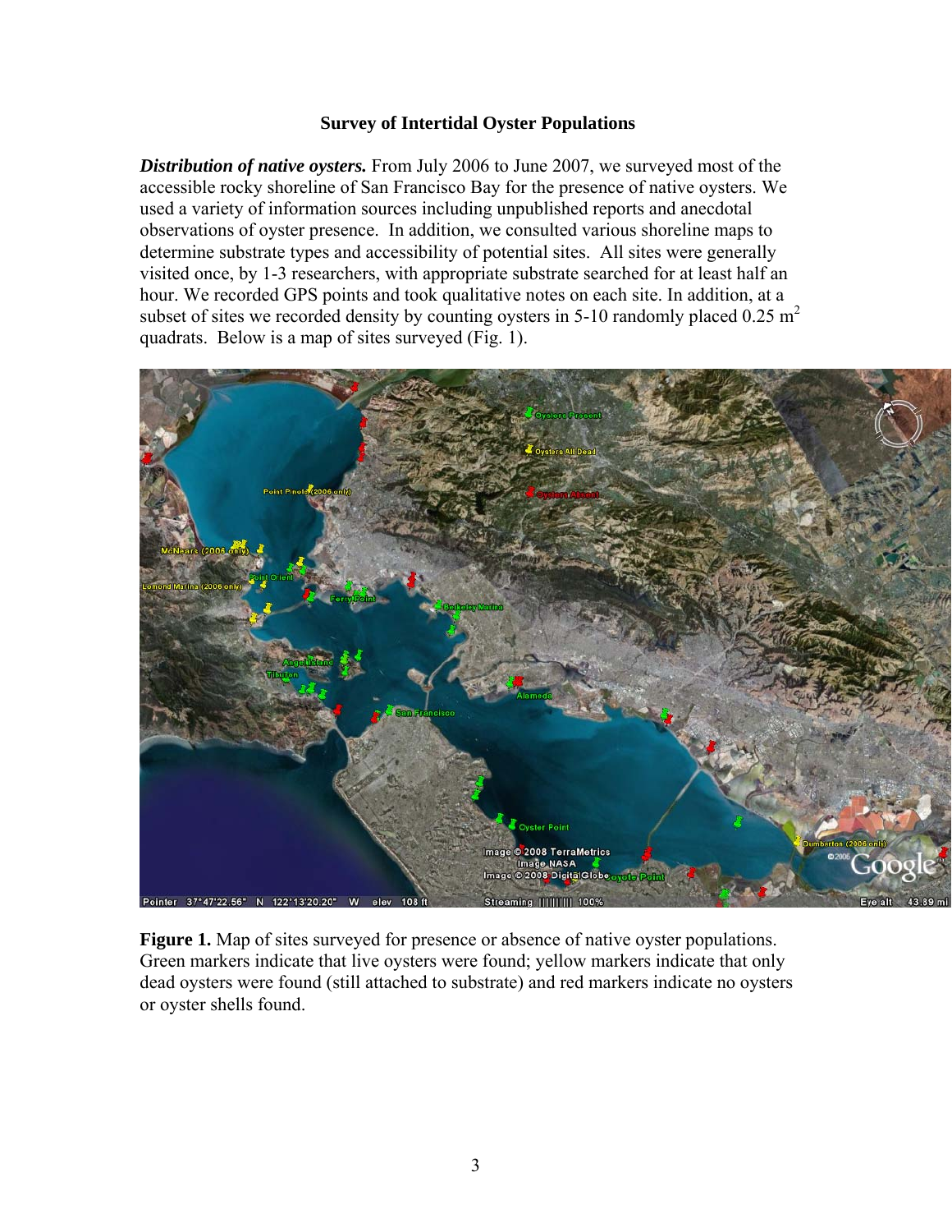**Survey of Intertidal Oyster Populations**

***Distribution of native oysters.*** From July 2006 to June 2007, we surveyed most of the accessible rocky shoreline of San Francisco Bay for the presence of native oysters. We used a variety of information sources including unpublished reports and anecdotal observations of oyster presence. In addition, we consulted various shoreline maps to determine substrate types and accessibility of potential sites. All sites were generally visited once, by 1-3 researchers, with appropriate substrate searched for at least half an hour. We recorded GPS points and took qualitative notes on each site. In addition, at a subset of sites we recorded density by counting oysters in 5-10 randomly placed 0.25 $m^2$ quadrats. Below is a map of sites surveyed (Fig. 1).

**Figure 1.** Map of sites surveyed for presence or absence of native oyster populations. Green markers indicate that live oysters were found; yellow markers indicate that only dead oysters were found (still attached to substrate) and red markers indicate no oysters or oyster shells found.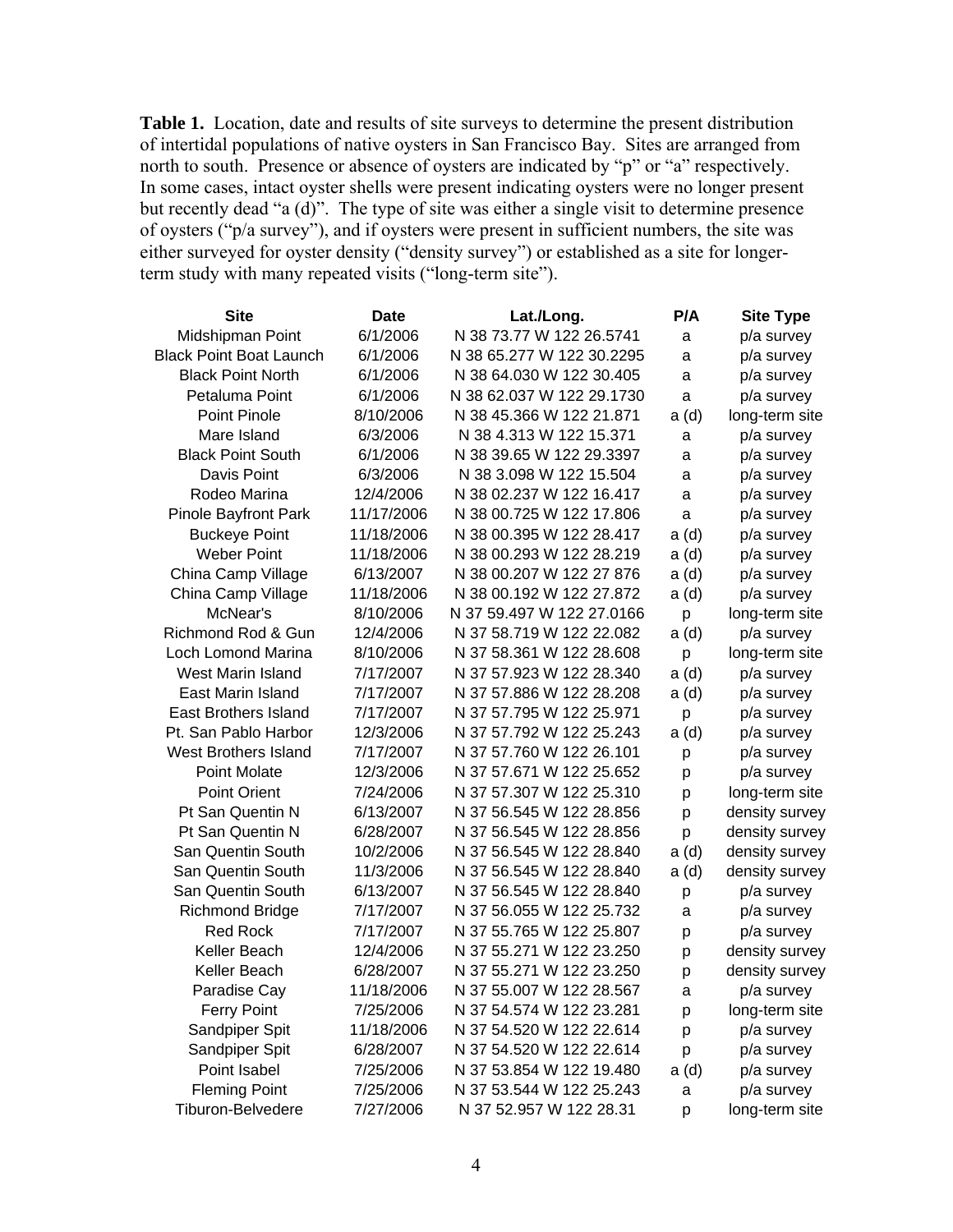**Table 1.** Location, date and results of site surveys to determine the present distribution of intertidal populations of native oysters in San Francisco Bay. Sites are arranged from north to south. Presence or absence of oysters are indicated by "p" or "a" respectively. In some cases, intact oyster shells were present indicating oysters were no longer present but recently dead "a (d)". The type of site was either a single visit to determine presence of oysters ("p/a survey"), and if oysters were present in sufficient numbers, the site was either surveyed for oyster density ("density survey") or established as a site for longer-term study with many repeated visits ("long-term site").

| Site | Date | Lat./Long. | P/A | Site Type |
|---|---|---|---|---|
| Midshipman Point | 6/1/2006 | N 38 73.77 W 122 26.5741 | a | p/a survey |
| Black Point Boat Launch | 6/1/2006 | N 38 65.277 W 122 30.2295 | a | p/a survey |
| Black Point North | 6/1/2006 | N 38 64.030 W 122 30.405 | a | p/a survey |
| Petaluma Point | 6/1/2006 | N 38 62.037 W 122 29.1730 | a | p/a survey |
| Point Pinole | 8/10/2006 | N 38 45.366 W 122 21.871 | a (d) | long-term site |
| Mare Island | 6/3/2006 | N 38 4.313 W 122 15.371 | a | p/a survey |
| Black Point South | 6/1/2006 | N 38 39.65 W 122 29.3397 | a | p/a survey |
| Davis Point | 6/3/2006 | N 38 3.098 W 122 15.504 | a | p/a survey |
| Rodeo Marina | 12/4/2006 | N 38 02.237 W 122 16.417 | a | p/a survey |
| Pinole Bayfront Park | 11/17/2006 | N 38 00.725 W 122 17.806 | a | p/a survey |
| Buckeye Point | 11/18/2006 | N 38 00.395 W 122 28.417 | a (d) | p/a survey |
| Weber Point | 11/18/2006 | N 38 00.293 W 122 28.219 | a (d) | p/a survey |
| China Camp Village | 6/13/2007 | N 38 00.207 W 122 27 876 | a (d) | p/a survey |
| China Camp Village | 11/18/2006 | N 38 00.192 W 122 27.872 | a (d) | p/a survey |
| McNear's | 8/10/2006 | N 37 59.497 W 122 27.0166 | p | long-term site |
| Richmond Rod & Gun | 12/4/2006 | N 37 58.719 W 122 22.082 | a (d) | p/a survey |
| Loch Lomond Marina | 8/10/2006 | N 37 58.361 W 122 28.608 | p | long-term site |
| West Marin Island | 7/17/2007 | N 37 57.923 W 122 28.340 | a (d) | p/a survey |
| East Marin Island | 7/17/2007 | N 37 57.886 W 122 28.208 | a (d) | p/a survey |
| East Brothers Island | 7/17/2007 | N 37 57.795 W 122 25.971 | p | p/a survey |
| Pt. San Pablo Harbor | 12/3/2006 | N 37 57.792 W 122 25.243 | a (d) | p/a survey |
| West Brothers Island | 7/17/2007 | N 37 57.760 W 122 26.101 | p | p/a survey |
| Point Molate | 12/3/2006 | N 37 57.671 W 122 25.652 | p | p/a survey |
| Point Orient | 7/24/2006 | N 37 57.307 W 122 25.310 | p | long-term site |
| Pt San Quentin N | 6/13/2007 | N 37 56.545 W 122 28.856 | p | density survey |
| Pt San Quentin N | 6/28/2007 | N 37 56.545 W 122 28.856 | p | density survey |
| San Quentin South | 10/2/2006 | N 37 56.545 W 122 28.840 | a (d) | density survey |
| San Quentin South | 11/3/2006 | N 37 56.545 W 122 28.840 | a (d) | density survey |
| San Quentin South | 6/13/2007 | N 37 56.545 W 122 28.840 | p | p/a survey |
| Richmond Bridge | 7/17/2007 | N 37 56.055 W 122 25.732 | a | p/a survey |
| Red Rock | 7/17/2007 | N 37 55.765 W 122 25.807 | p | p/a survey |
| Keller Beach | 12/4/2006 | N 37 55.271 W 122 23.250 | p | density survey |
| Keller Beach | 6/28/2007 | N 37 55.271 W 122 23.250 | p | density survey |
| Paradise Cay | 11/18/2006 | N 37 55.007 W 122 28.567 | a | p/a survey |
| Ferry Point | 7/25/2006 | N 37 54.574 W 122 23.281 | p | long-term site |
| Sandpiper Spit | 11/18/2006 | N 37 54.520 W 122 22.614 | p | p/a survey |
| Sandpiper Spit | 6/28/2007 | N 37 54.520 W 122 22.614 | p | p/a survey |
| Point Isabel | 7/25/2006 | N 37 53.854 W 122 19.480 | a (d) | p/a survey |
| Fleming Point | 7/25/2006 | N 37 53.544 W 122 25.243 | a | p/a survey |
| Tiburon-Belvedere | 7/27/2006 | N 37 52.957 W 122 28.31 | p | long-term site |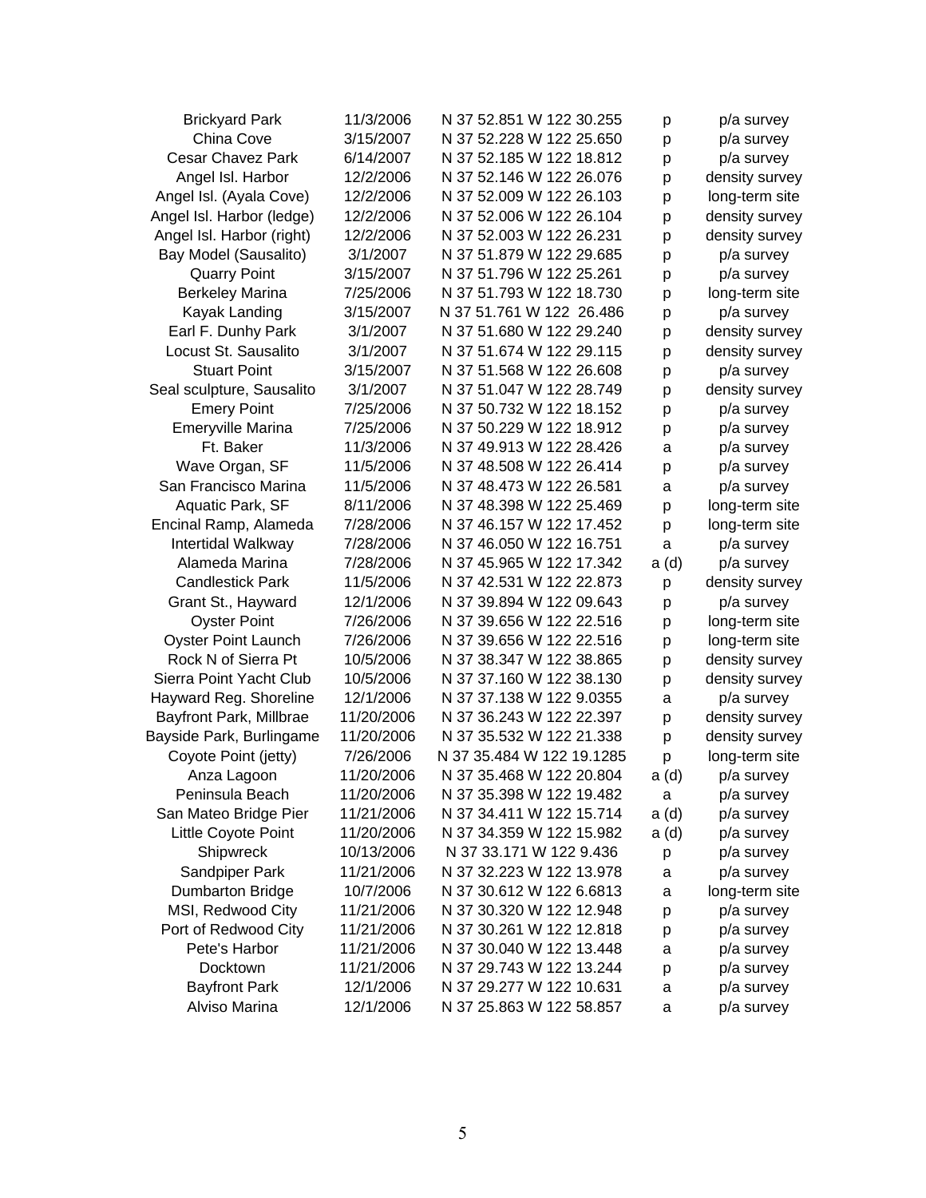| | | | | |
|---|---|---|---|---|
| Brickyard Park | 11/3/2006 | N 37 52.851 W 122 30.255 | p | p/a survey |
| China Cove | 3/15/2007 | N 37 52.228 W 122 25.650 | p | p/a survey |
| Cesar Chavez Park | 6/14/2007 | N 37 52.185 W 122 18.812 | p | p/a survey |
| Angel Isl. Harbor | 12/2/2006 | N 37 52.146 W 122 26.076 | p | density survey |
| Angel Isl. (Ayala Cove) | 12/2/2006 | N 37 52.009 W 122 26.103 | p | long-term site |
| Angel Isl. Harbor (ledge) | 12/2/2006 | N 37 52.006 W 122 26.104 | p | density survey |
| Angel Isl. Harbor (right) | 12/2/2006 | N 37 52.003 W 122 26.231 | p | density survey |
| Bay Model (Sausalito) | 3/1/2007 | N 37 51.879 W 122 29.685 | p | p/a survey |
| Quarry Point | 3/15/2007 | N 37 51.796 W 122 25.261 | p | p/a survey |
| Berkeley Marina | 7/25/2006 | N 37 51.793 W 122 18.730 | p | long-term site |
| Kayak Landing | 3/15/2007 | N 37 51.761 W 122 26.486 | p | p/a survey |
| Earl F. Dunhy Park | 3/1/2007 | N 37 51.680 W 122 29.240 | p | density survey |
| Locust St. Sausalito | 3/1/2007 | N 37 51.674 W 122 29.115 | p | density survey |
| Stuart Point | 3/15/2007 | N 37 51.568 W 122 26.608 | p | p/a survey |
| Seal sculpture, Sausalito | 3/1/2007 | N 37 51.047 W 122 28.749 | p | density survey |
| Emery Point | 7/25/2006 | N 37 50.732 W 122 18.152 | p | p/a survey |
| Emeryville Marina | 7/25/2006 | N 37 50.229 W 122 18.912 | p | p/a survey |
| Ft. Baker | 11/3/2006 | N 37 49.913 W 122 28.426 | a | p/a survey |
| Wave Organ, SF | 11/5/2006 | N 37 48.508 W 122 26.414 | p | p/a survey |
| San Francisco Marina | 11/5/2006 | N 37 48.473 W 122 26.581 | a | p/a survey |
| Aquatic Park, SF | 8/11/2006 | N 37 48.398 W 122 25.469 | p | long-term site |
| Encinal Ramp, Alameda | 7/28/2006 | N 37 46.157 W 122 17.452 | p | long-term site |
| Intertidal Walkway | 7/28/2006 | N 37 46.050 W 122 16.751 | a | p/a survey |
| Alameda Marina | 7/28/2006 | N 37 45.965 W 122 17.342 | a (d) | p/a survey |
| Candlestick Park | 11/5/2006 | N 37 42.531 W 122 22.873 | p | density survey |
| Grant St., Hayward | 12/1/2006 | N 37 39.894 W 122 09.643 | p | p/a survey |
| Oyster Point | 7/26/2006 | N 37 39.656 W 122 22.516 | p | long-term site |
| Oyster Point Launch | 7/26/2006 | N 37 39.656 W 122 22.516 | p | long-term site |
| Rock N of Sierra Pt | 10/5/2006 | N 37 38.347 W 122 38.865 | p | density survey |
| Sierra Point Yacht Club | 10/5/2006 | N 37 37.160 W 122 38.130 | p | density survey |
| Hayward Reg. Shoreline | 12/1/2006 | N 37 37.138 W 122 9.0355 | a | p/a survey |
| Bayfront Park, Millbrae | 11/20/2006 | N 37 36.243 W 122 22.397 | p | density survey |
| Bayside Park, Burlingame | 11/20/2006 | N 37 35.532 W 122 21.338 | p | density survey |
| Coyote Point (jetty) | 7/26/2006 | N 37 35.484 W 122 19.1285 | p | long-term site |
| Anza Lagoon | 11/20/2006 | N 37 35.468 W 122 20.804 | a (d) | p/a survey |
| Peninsula Beach | 11/20/2006 | N 37 35.398 W 122 19.482 | a | p/a survey |
| San Mateo Bridge Pier | 11/21/2006 | N 37 34.411 W 122 15.714 | a (d) | p/a survey |
| Little Coyote Point | 11/20/2006 | N 37 34.359 W 122 15.982 | a (d) | p/a survey |
| Shipwreck | 10/13/2006 | N 37 33.171 W 122 9.436 | p | p/a survey |
| Sandpiper Park | 11/21/2006 | N 37 32.223 W 122 13.978 | a | p/a survey |
| Dumbarton Bridge | 10/7/2006 | N 37 30.612 W 122 6.6813 | a | long-term site |
| MSI, Redwood City | 11/21/2006 | N 37 30.320 W 122 12.948 | p | p/a survey |
| Port of Redwood City | 11/21/2006 | N 37 30.261 W 122 12.818 | p | p/a survey |
| Pete's Harbor | 11/21/2006 | N 37 30.040 W 122 13.448 | a | p/a survey |
| Docktown | 11/21/2006 | N 37 29.743 W 122 13.244 | p | p/a survey |
| Bayfront Park | 12/1/2006 | N 37 29.277 W 122 10.631 | a | p/a survey |
| Alviso Marina | 12/1/2006 | N 37 25.863 W 122 58.857 | a | p/a survey |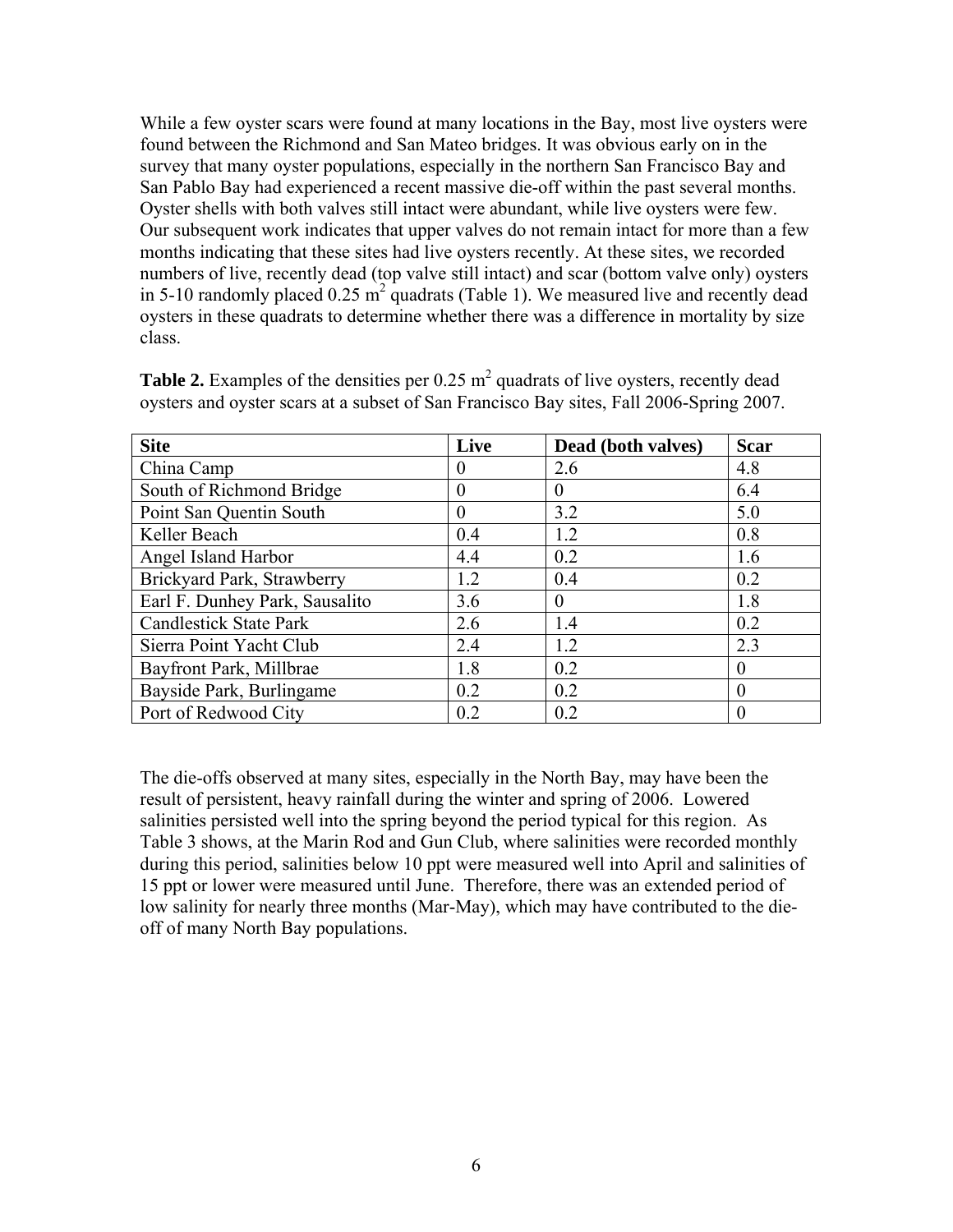While a few oyster scars were found at many locations in the Bay, most live oysters were found between the Richmond and San Mateo bridges. It was obvious early on in the survey that many oyster populations, especially in the northern San Francisco Bay and San Pablo Bay had experienced a recent massive die-off within the past several months. Oyster shells with both valves still intact were abundant, while live oysters were few. Our subsequent work indicates that upper valves do not remain intact for more than a few months indicating that these sites had live oysters recently. At these sites, we recorded numbers of live, recently dead (top valve still intact) and scar (bottom valve only) oysters in 5-10 randomly placed 0.25 $m^2$ quadrats (Table 1). We measured live and recently dead oysters in these quadrats to determine whether there was a difference in mortality by size class.

**Table 2.** Examples of the densities per 0.25 $m^2$ quadrats of live oysters, recently dead oysters and oyster scars at a subset of San Francisco Bay sites, Fall 2006-Spring 2007.

| Site | Live | Dead (both valves) | Scar |
| --- | --- | --- | --- |
| China Camp | 0 | 2.6 | 4.8 |
| South of Richmond Bridge | 0 | 0 | 6.4 |
| Point San Quentin South | 0 | 3.2 | 5.0 |
| Keller Beach | 0.4 | 1.2 | 0.8 |
| Angel Island Harbor | 4.4 | 0.2 | 1.6 |
| Brickyard Park, Strawberry | 1.2 | 0.4 | 0.2 |
| Earl F. Dunhey Park, Sausalito | 3.6 | 0 | 1.8 |
| Candlestick State Park | 2.6 | 1.4 | 0.2 |
| Sierra Point Yacht Club | 2.4 | 1.2 | 2.3 |
| Bayfront Park, Millbrae | 1.8 | 0.2 | 0 |
| Bayside Park, Burlingame | 0.2 | 0.2 | 0 |
| Port of Redwood City | 0.2 | 0.2 | 0 |

The die-offs observed at many sites, especially in the North Bay, may have been the result of persistent, heavy rainfall during the winter and spring of 2006. Lowered salinities persisted well into the spring beyond the period typical for this region. As Table 3 shows, at the Marin Rod and Gun Club, where salinities were recorded monthly during this period, salinities below 10 ppt were measured well into April and salinities of 15 ppt or lower were measured until June. Therefore, there was an extended period of low salinity for nearly three months (Mar-May), which may have contributed to the die-off of many North Bay populations.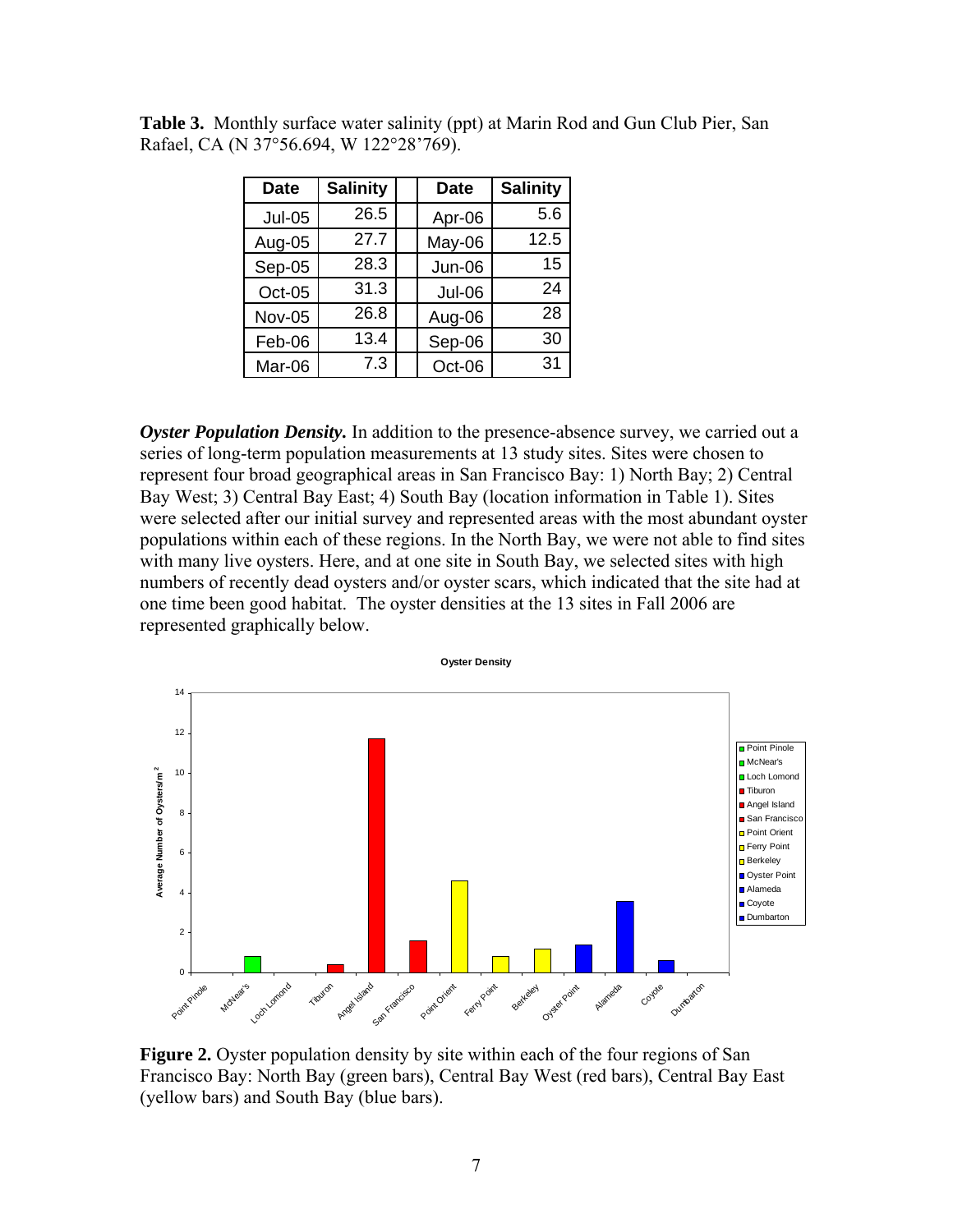**Table 3.** Monthly surface water salinity (ppt) at Marin Rod and Gun Club Pier, San Rafael, CA (N 37°56.694, W 122°28'769).

| Date | Salinity | | Date | Salinity |
|---|---|---|---|---|
| Jul-05 | 26.5 | | Apr-06 | 5.6 |
| Aug-05 | 27.7 | | May-06 | 12.5 |
| Sep-05 | 28.3 | | Jun-06 | 15 |
| Oct-05 | 31.3 | | Jul-06 | 24 |
| Nov-05 | 26.8 | | Aug-06 | 28 |
| Feb-06 | 13.4 | | Sep-06 | 30 |
| Mar-06 | 7.3 | | Oct-06 | 31 |

***Oyster Population Density.*** In addition to the presence-absence survey, we carried out a series of long-term population measurements at 13 study sites. Sites were chosen to represent four broad geographical areas in San Francisco Bay: 1) North Bay; 2) Central Bay West; 3) Central Bay East; 4) South Bay (location information in Table 1). Sites were selected after our initial survey and represented areas with the most abundant oyster populations within each of these regions. In the North Bay, we were not able to find sites with many live oysters. Here, and at one site in South Bay, we selected sites with high numbers of recently dead oysters and/or oyster scars, which indicated that the site had at one time been good habitat. The oyster densities at the 13 sites in Fall 2006 are represented graphically below.

**Figure 2.** Oyster population density by site within each of the four regions of San Francisco Bay: North Bay (green bars), Central Bay West (red bars), Central Bay East (yellow bars) and South Bay (blue bars).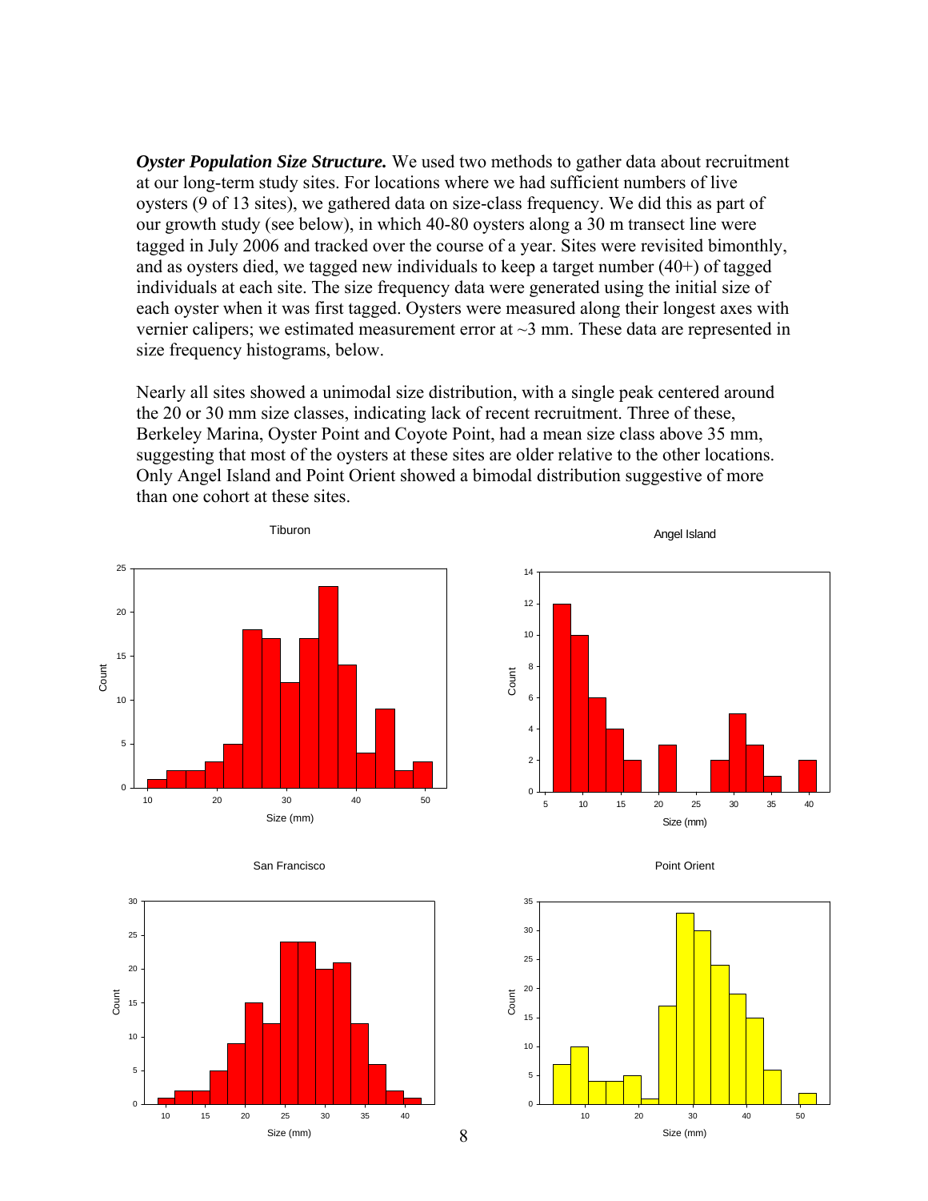***Oyster Population Size Structure.*** We used two methods to gather data about recruitment at our long-term study sites. For locations where we had sufficient numbers of live oysters (9 of 13 sites), we gathered data on size-class frequency. We did this as part of our growth study (see below), in which 40-80 oysters along a 30 m transect line were tagged in July 2006 and tracked over the course of a year. Sites were revisited bimonthly, and as oysters died, we tagged new individuals to keep a target number (40+) of tagged individuals at each site. The size frequency data were generated using the initial size of each oyster when it was first tagged. Oysters were measured along their longest axes with vernier calipers; we estimated measurement error at ~3 mm. These data are represented in size frequency histograms, below.

Nearly all sites showed a unimodal size distribution, with a single peak centered around the 20 or 30 mm size classes, indicating lack of recent recruitment. Three of these, Berkeley Marina, Oyster Point and Coyote Point, had a mean size class above 35 mm, suggesting that most of the oysters at these sites are older relative to the other locations. Only Angel Island and Point Orient showed a bimodal distribution suggestive of more than one cohort at these sites.

Tiburon

Angel Island

San Francisco

Point Orient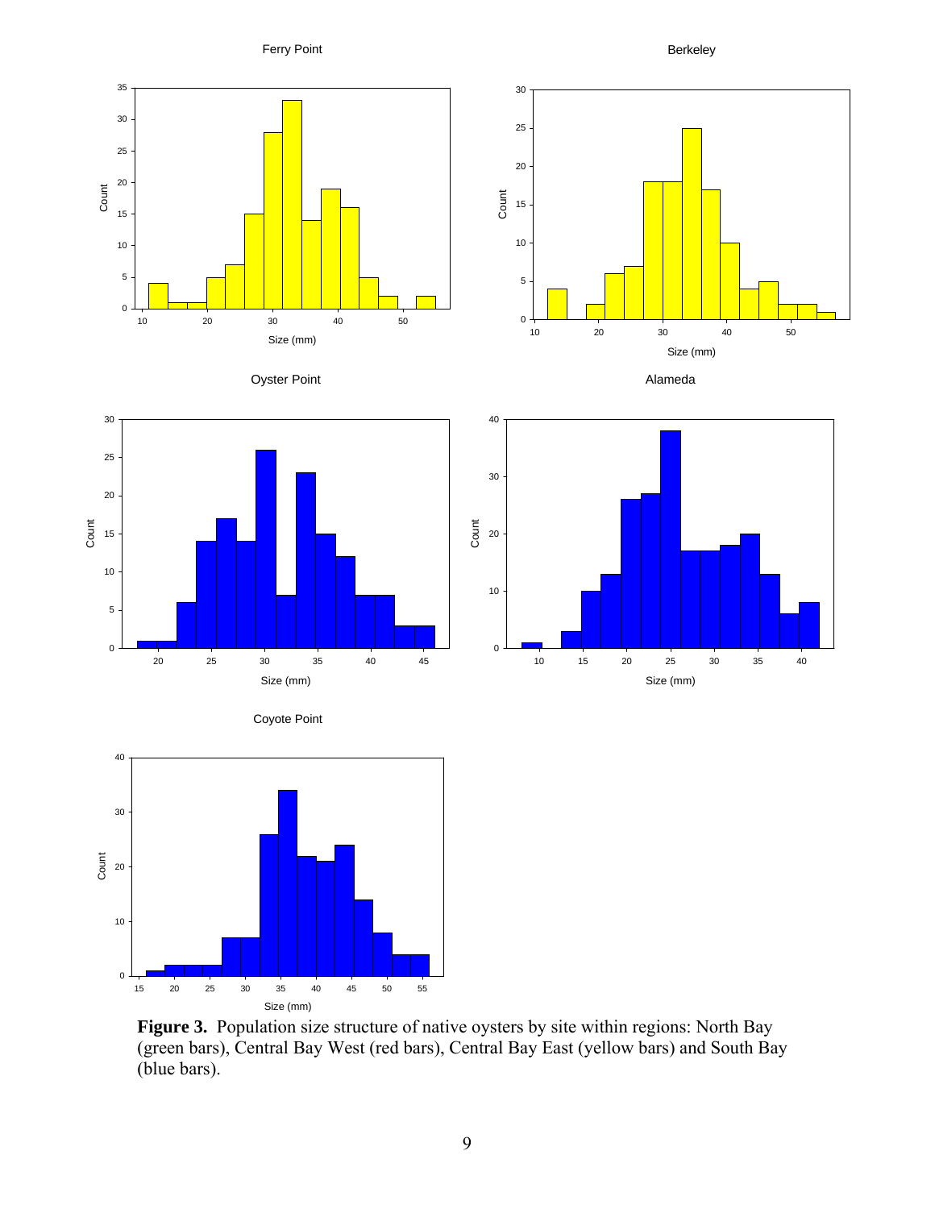**Figure 3.** Population size structure of native oysters by site within regions: North Bay (green bars), Central Bay West (red bars), Central Bay East (yellow bars) and South Bay (blue bars).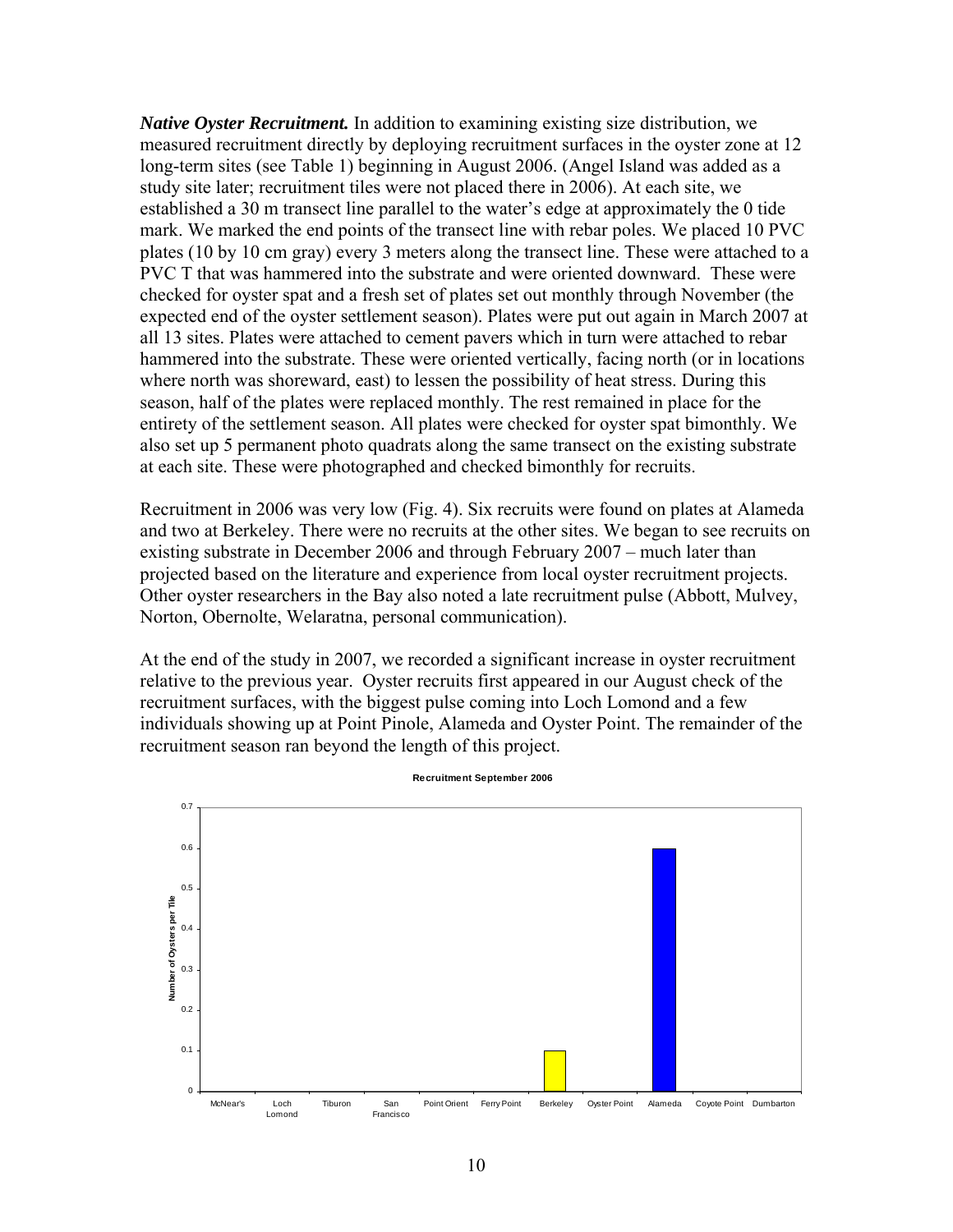***Native Oyster Recruitment.*** In addition to examining existing size distribution, we measured recruitment directly by deploying recruitment surfaces in the oyster zone at 12 long-term sites (see Table 1) beginning in August 2006. (Angel Island was added as a study site later; recruitment tiles were not placed there in 2006). At each site, we established a 30 m transect line parallel to the water's edge at approximately the 0 tide mark. We marked the end points of the transect line with rebar poles. We placed 10 PVC plates (10 by 10 cm gray) every 3 meters along the transect line. These were attached to a PVC T that was hammered into the substrate and were oriented downward. These were checked for oyster spat and a fresh set of plates set out monthly through November (the expected end of the oyster settlement season). Plates were put out again in March 2007 at all 13 sites. Plates were attached to cement pavers which in turn were attached to rebar hammered into the substrate. These were oriented vertically, facing north (or in locations where north was shoreward, east) to lessen the possibility of heat stress. During this season, half of the plates were replaced monthly. The rest remained in place for the entirety of the settlement season. All plates were checked for oyster spat bimonthly. We also set up 5 permanent photo quadrats along the same transect on the existing substrate at each site. These were photographed and checked bimonthly for recruits.

Recruitment in 2006 was very low (Fig. 4). Six recruits were found on plates at Alameda and two at Berkeley. There were no recruits at the other sites. We began to see recruits on existing substrate in December 2006 and through February 2007 – much later than projected based on the literature and experience from local oyster recruitment projects. Other oyster researchers in the Bay also noted a late recruitment pulse (Abbott, Mulvey, Norton, Obernolte, Welaratna, personal communication).

At the end of the study in 2007, we recorded a significant increase in oyster recruitment relative to the previous year. Oyster recruits first appeared in our August check of the recruitment surfaces, with the biggest pulse coming into Loch Lomond and a few individuals showing up at Point Pinole, Alameda and Oyster Point. The remainder of the recruitment season ran beyond the length of this project.

**Recruitment September 2006**

| Site | Number of Oysters per Tile |
|---|---|
| McNear's | 0 |
| Loch Lomond | 0 |
| Tiburon | 0 |
| San Francisco | 0 |
| Point Orient | 0 |
| Ferry Point | 0 |
| Berkeley | 0.1 |
| Oyster Point | 0 |
| Alameda | 0.6 |
| Coyote Point | 0 |
| Dumbarton | 0 |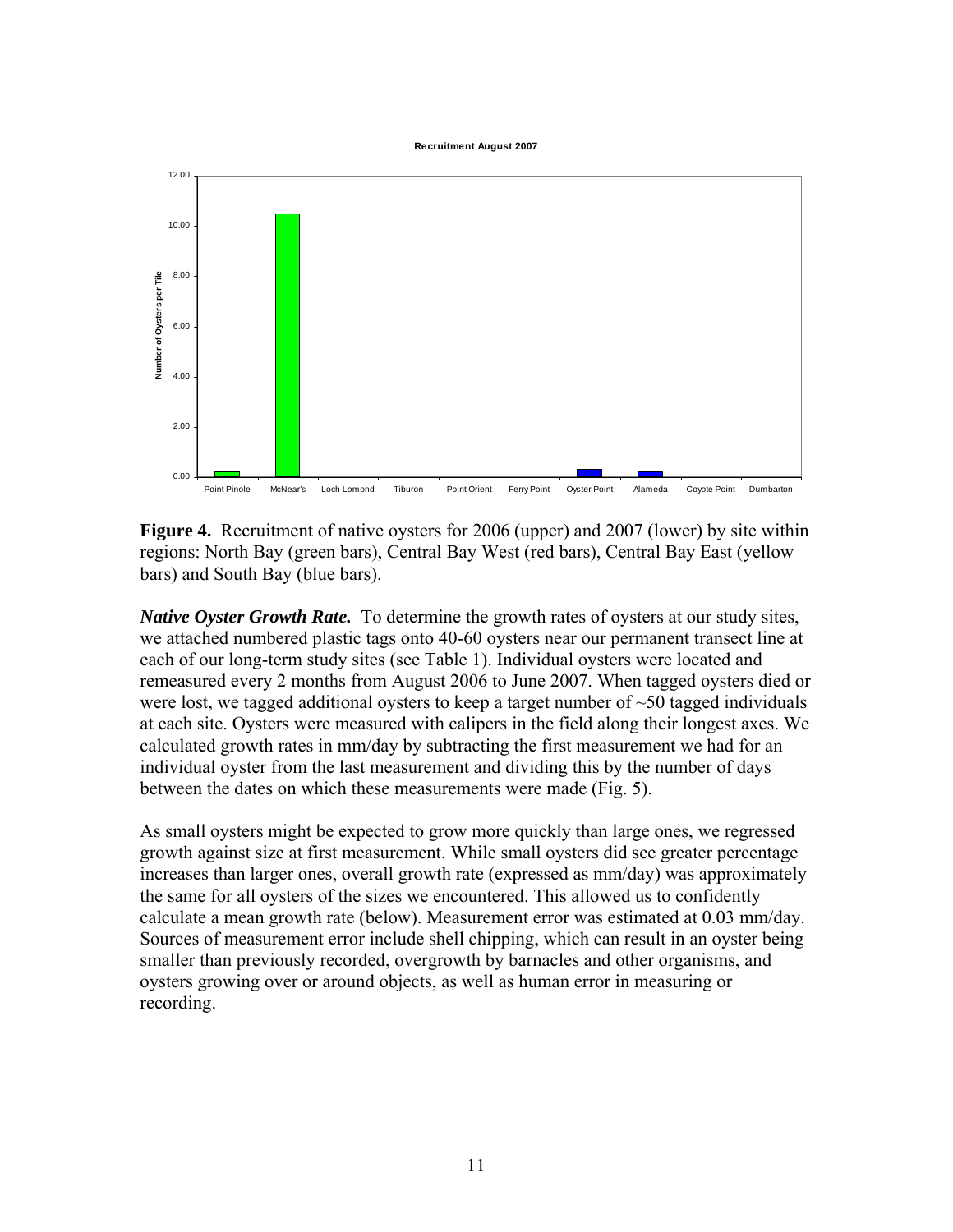**Figure 4.** Recruitment of native oysters for 2006 (upper) and 2007 (lower) by site within regions: North Bay (green bars), Central Bay West (red bars), Central Bay East (yellow bars) and South Bay (blue bars).

***Native Oyster Growth Rate.*** To determine the growth rates of oysters at our study sites, we attached numbered plastic tags onto 40-60 oysters near our permanent transect line at each of our long-term study sites (see Table 1). Individual oysters were located and remeasured every 2 months from August 2006 to June 2007. When tagged oysters died or were lost, we tagged additional oysters to keep a target number of ~50 tagged individuals at each site. Oysters were measured with calipers in the field along their longest axes. We calculated growth rates in mm/day by subtracting the first measurement we had for an individual oyster from the last measurement and dividing this by the number of days between the dates on which these measurements were made (Fig. 5).

As small oysters might be expected to grow more quickly than large ones, we regressed growth against size at first measurement. While small oysters did see greater percentage increases than larger ones, overall growth rate (expressed as mm/day) was approximately the same for all oysters of the sizes we encountered. This allowed us to confidently calculate a mean growth rate (below). Measurement error was estimated at 0.03 mm/day. Sources of measurement error include shell chipping, which can result in an oyster being smaller than previously recorded, overgrowth by barnacles and other organisms, and oysters growing over or around objects, as well as human error in measuring or recording.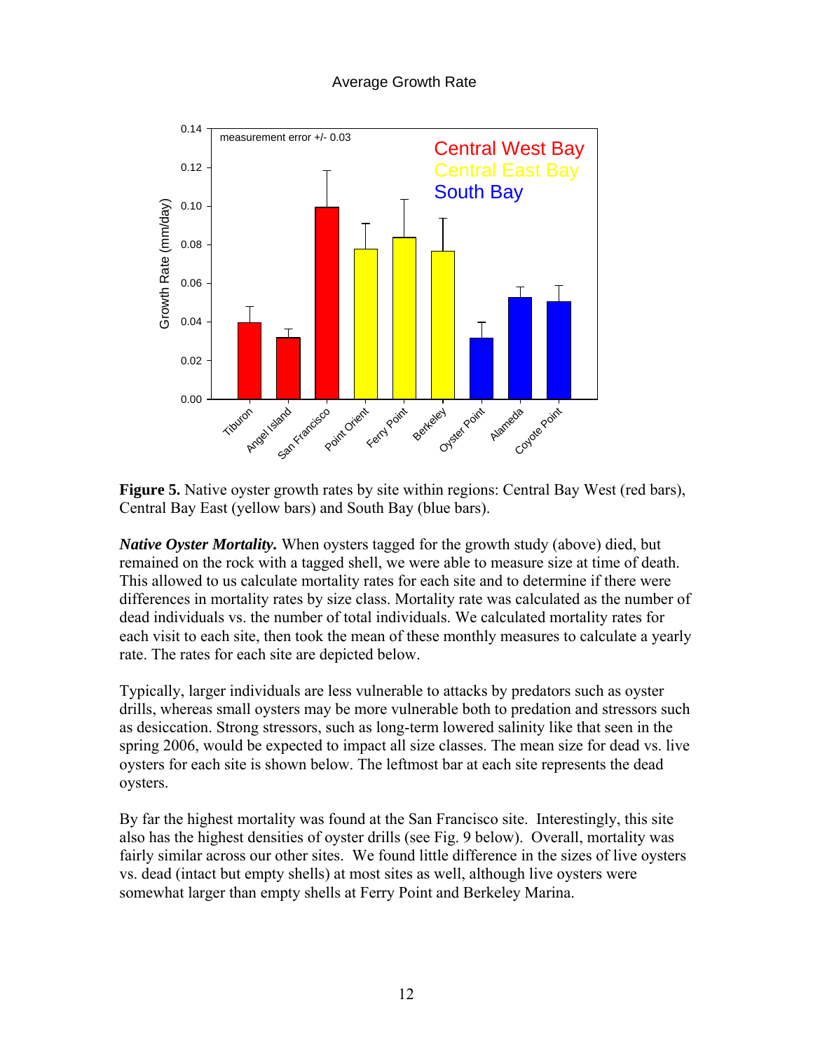**Figure 5.** Native oyster growth rates by site within regions: Central Bay West (red bars), Central Bay East (yellow bars) and South Bay (blue bars).

***Native Oyster Mortality.*** When oysters tagged for the growth study (above) died, but remained on the rock with a tagged shell, we were able to measure size at time of death. This allowed to us calculate mortality rates for each site and to determine if there were differences in mortality rates by size class. Mortality rate was calculated as the number of dead individuals vs. the number of total individuals. We calculated mortality rates for each visit to each site, then took the mean of these monthly measures to calculate a yearly rate. The rates for each site are depicted below.

Typically, larger individuals are less vulnerable to attacks by predators such as oyster drills, whereas small oysters may be more vulnerable both to predation and stressors such as desiccation. Strong stressors, such as long-term lowered salinity like that seen in the spring 2006, would be expected to impact all size classes. The mean size for dead vs. live oysters for each site is shown below. The leftmost bar at each site represents the dead oysters.

By far the highest mortality was found at the San Francisco site. Interestingly, this site also has the highest densities of oyster drills (see Fig. 9 below). Overall, mortality was fairly similar across our other sites. We found little difference in the sizes of live oysters vs. dead (intact but empty shells) at most sites as well, although live oysters were somewhat larger than empty shells at Ferry Point and Berkeley Marina.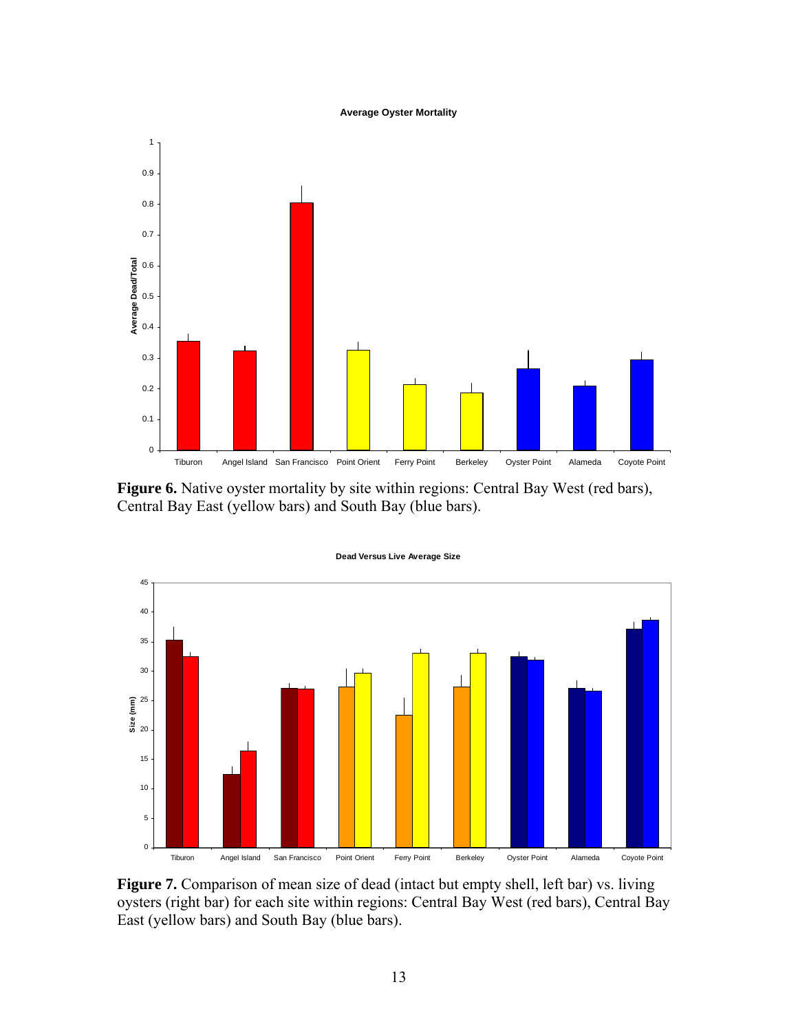**Average Oyster Mortality**

**Figure 6.** Native oyster mortality by site within regions: Central Bay West (red bars), Central Bay East (yellow bars) and South Bay (blue bars).

**Dead Versus Live Average Size**

**Figure 7.** Comparison of mean size of dead (intact but empty shell, left bar) vs. living oysters (right bar) for each site within regions: Central Bay West (red bars), Central Bay East (yellow bars) and South Bay (blue bars).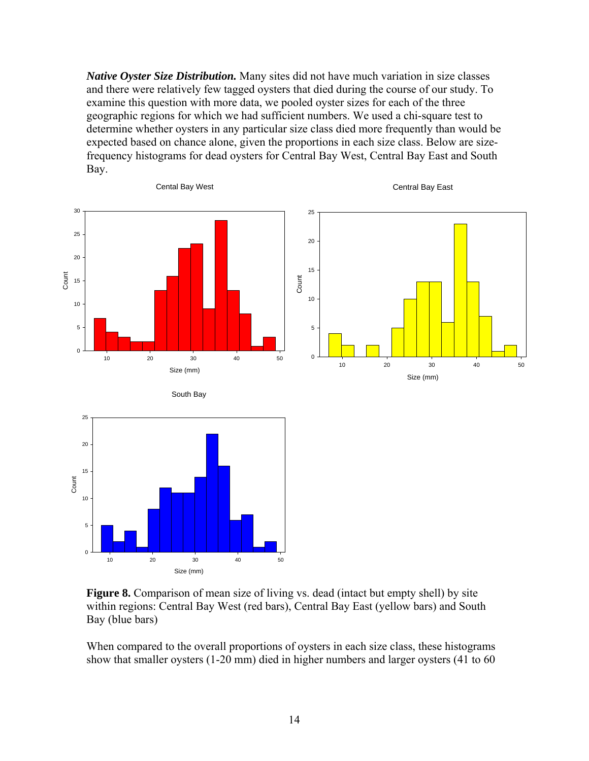***Native Oyster Size Distribution.*** Many sites did not have much variation in size classes and there were relatively few tagged oysters that died during the course of our study. To examine this question with more data, we pooled oyster sizes for each of the three geographic regions for which we had sufficient numbers. We used a chi-square test to determine whether oysters in any particular size class died more frequently than would be expected based on chance alone, given the proportions in each size class. Below are size-frequency histograms for dead oysters for Central Bay West, Central Bay East and South Bay.

**Figure 8.** Comparison of mean size of living vs. dead (intact but empty shell) by site within regions: Central Bay West (red bars), Central Bay East (yellow bars) and South Bay (blue bars)

When compared to the overall proportions of oysters in each size class, these histograms show that smaller oysters (1-20 mm) died in higher numbers and larger oysters (41 to 60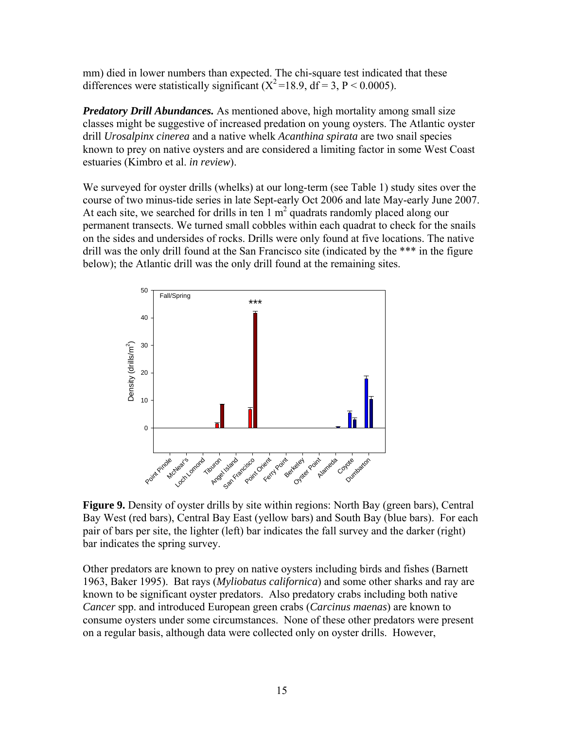mm) died in lower numbers than expected. The chi-square test indicated that these differences were statistically significant ($X^2 = 18.9$, df = 3, $P < 0.0005$).

***Predatory Drill Abundances.*** As mentioned above, high mortality among small size classes might be suggestive of increased predation on young oysters. The Atlantic oyster drill *Urosalpinx cinerea* and a native whelk *Acanthina spirata* are two snail species known to prey on native oysters and are considered a limiting factor in some West Coast estuaries (Kimbro et al. *in review*).

We surveyed for oyster drills (whelks) at our long-term (see Table 1) study sites over the course of two minus-tide series in late Sept-early Oct 2006 and late May-early June 2007. At each site, we searched for drills in ten 1 $m^2$ quadrats randomly placed along our permanent transects. We turned small cobbles within each quadrat to check for the snails on the sides and undersides of rocks. Drills were only found at five locations. The native drill was the only drill found at the San Francisco site (indicated by the *** in the figure below); the Atlantic drill was the only drill found at the remaining sites.

**Figure 9.** Density of oyster drills by site within regions: North Bay (green bars), Central Bay West (red bars), Central Bay East (yellow bars) and South Bay (blue bars). For each pair of bars per site, the lighter (left) bar indicates the fall survey and the darker (right) bar indicates the spring survey.

Other predators are known to prey on native oysters including birds and fishes (Barnett 1963, Baker 1995). Bat rays (*Myliobatus californica*) and some other sharks and ray are known to be significant oyster predators. Also predatory crabs including both native *Cancer* spp. and introduced European green crabs (*Carcinus maenas*) are known to consume oysters under some circumstances. None of these other predators were present on a regular basis, although data were collected only on oyster drills. However,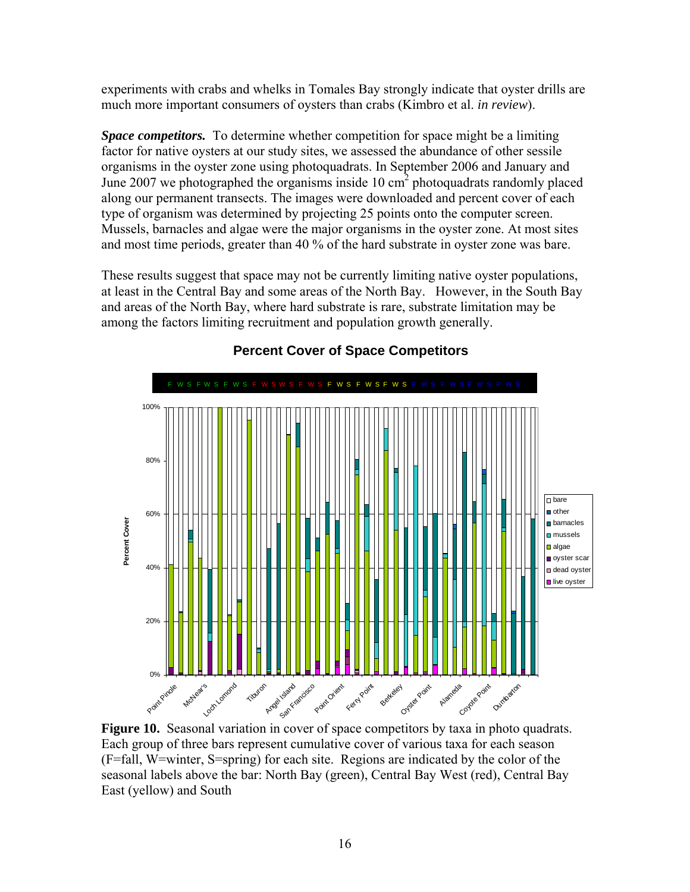experiments with crabs and whelks in Tomales Bay strongly indicate that oyster drills are much more important consumers of oysters than crabs (Kimbro et al. *in review*).

***Space competitors.*** To determine whether competition for space might be a limiting factor for native oysters at our study sites, we assessed the abundance of other sessile organisms in the oyster zone using photoquadrats. In September 2006 and January and June 2007 we photographed the organisms inside 10 $cm^2$ photoquadrats randomly placed along our permanent transects. The images were downloaded and percent cover of each type of organism was determined by projecting 25 points onto the computer screen. Mussels, barnacles and algae were the major organisms in the oyster zone. At most sites and most time periods, greater than 40 % of the hard substrate in oyster zone was bare.

These results suggest that space may not be currently limiting native oyster populations, at least in the Central Bay and some areas of the North Bay. However, in the South Bay and areas of the North Bay, where hard substrate is rare, substrate limitation may be among the factors limiting recruitment and population growth generally.

**Figure 10.** Seasonal variation in cover of space competitors by taxa in photo quadrats. Each group of three bars represent cumulative cover of various taxa for each season (F=fall, W=winter, S=spring) for each site. Regions are indicated by the color of the seasonal labels above the bar: North Bay (green), Central Bay West (red), Central Bay East (yellow) and South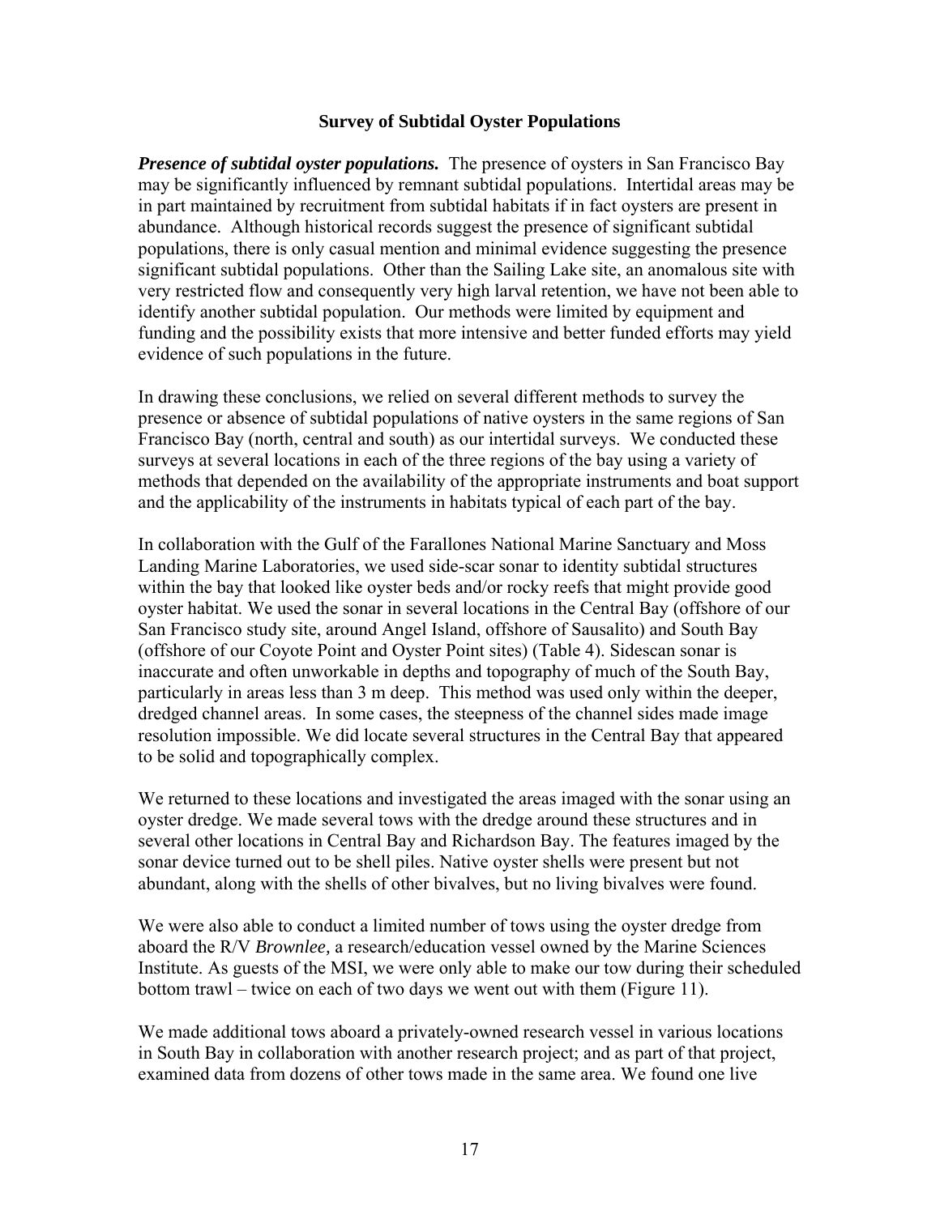## Survey of Subtidal Oyster Populations

***Presence of subtidal oyster populations.*** The presence of oysters in San Francisco Bay may be significantly influenced by remnant subtidal populations. Intertidal areas may be in part maintained by recruitment from subtidal habitats if in fact oysters are present in abundance. Although historical records suggest the presence of significant subtidal populations, there is only casual mention and minimal evidence suggesting the presence significant subtidal populations. Other than the Sailing Lake site, an anomalous site with very restricted flow and consequently very high larval retention, we have not been able to identify another subtidal population. Our methods were limited by equipment and funding and the possibility exists that more intensive and better funded efforts may yield evidence of such populations in the future.

In drawing these conclusions, we relied on several different methods to survey the presence or absence of subtidal populations of native oysters in the same regions of San Francisco Bay (north, central and south) as our intertidal surveys. We conducted these surveys at several locations in each of the three regions of the bay using a variety of methods that depended on the availability of the appropriate instruments and boat support and the applicability of the instruments in habitats typical of each part of the bay.

In collaboration with the Gulf of the Farallones National Marine Sanctuary and Moss Landing Marine Laboratories, we used side-scar sonar to identity subtidal structures within the bay that looked like oyster beds and/or rocky reefs that might provide good oyster habitat. We used the sonar in several locations in the Central Bay (offshore of our San Francisco study site, around Angel Island, offshore of Sausalito) and South Bay (offshore of our Coyote Point and Oyster Point sites) (Table 4). Sidescan sonar is inaccurate and often unworkable in depths and topography of much of the South Bay, particularly in areas less than 3 m deep. This method was used only within the deeper, dredged channel areas. In some cases, the steepness of the channel sides made image resolution impossible. We did locate several structures in the Central Bay that appeared to be solid and topographically complex.

We returned to these locations and investigated the areas imaged with the sonar using an oyster dredge. We made several tows with the dredge around these structures and in several other locations in Central Bay and Richardson Bay. The features imaged by the sonar device turned out to be shell piles. Native oyster shells were present but not abundant, along with the shells of other bivalves, but no living bivalves were found.

We were also able to conduct a limited number of tows using the oyster dredge from aboard the R/V *Brownlee,* a research/education vessel owned by the Marine Sciences Institute. As guests of the MSI, we were only able to make our tow during their scheduled bottom trawl – twice on each of two days we went out with them (Figure 11).

We made additional tows aboard a privately-owned research vessel in various locations in South Bay in collaboration with another research project; and as part of that project, examined data from dozens of other tows made in the same area. We found one live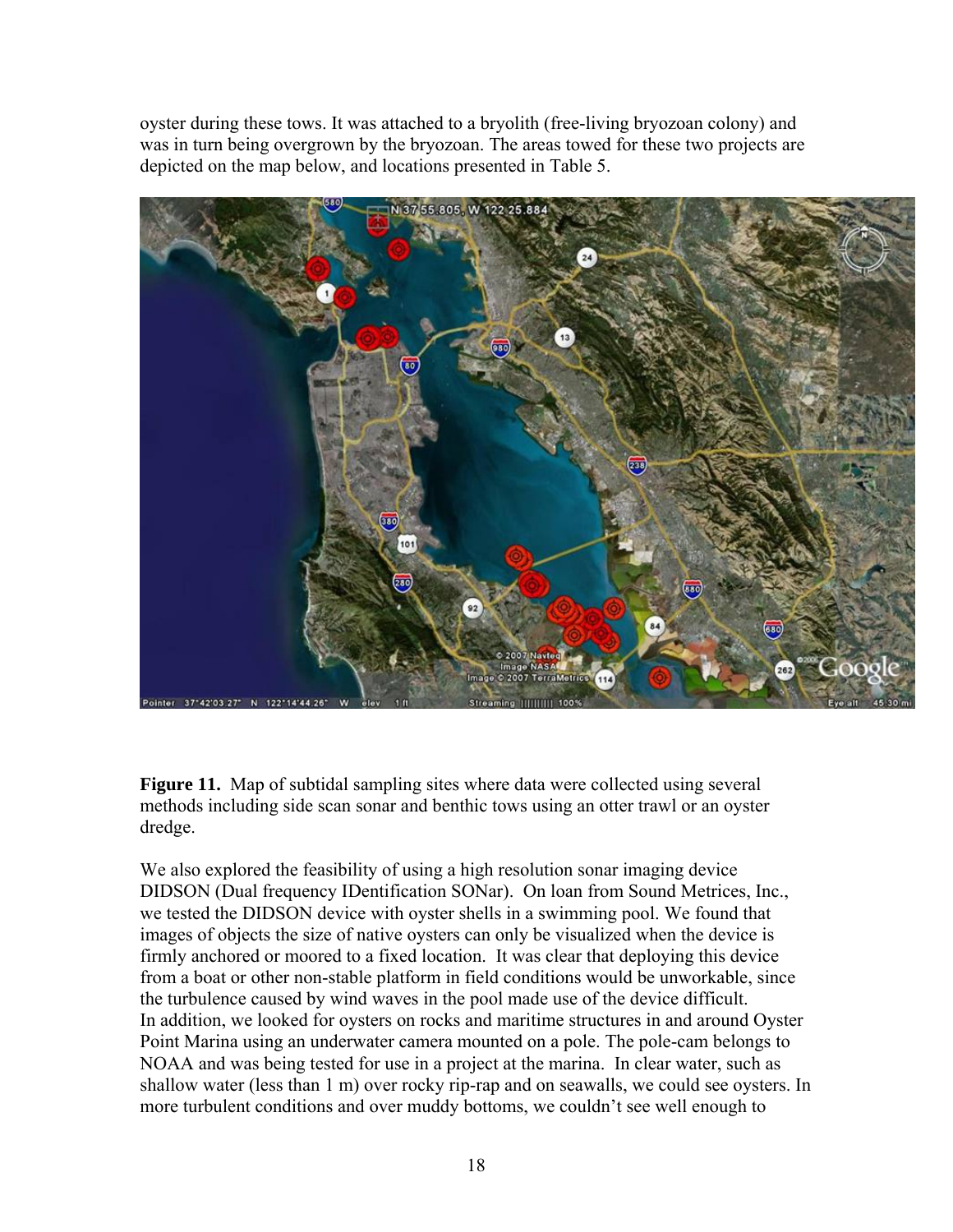oyster during these tows. It was attached to a bryolith (free-living bryozoan colony) and was in turn being overgrown by the bryozoan. The areas towed for these two projects are depicted on the map below, and locations presented in Table 5.

**Figure 11.** Map of subtidal sampling sites where data were collected using several methods including side scan sonar and benthic tows using an otter trawl or an oyster dredge.

We also explored the feasibility of using a high resolution sonar imaging device DIDSON (Dual frequency IDentification SONar). On loan from Sound Metrices, Inc., we tested the DIDSON device with oyster shells in a swimming pool. We found that images of objects the size of native oysters can only be visualized when the device is firmly anchored or moored to a fixed location. It was clear that deploying this device from a boat or other non-stable platform in field conditions would be unworkable, since the turbulence caused by wind waves in the pool made use of the device difficult. In addition, we looked for oysters on rocks and maritime structures in and around Oyster Point Marina using an underwater camera mounted on a pole. The pole-cam belongs to NOAA and was being tested for use in a project at the marina. In clear water, such as shallow water (less than 1 m) over rocky rip-rap and on seawalls, we could see oysters. In more turbulent conditions and over muddy bottoms, we couldn't see well enough to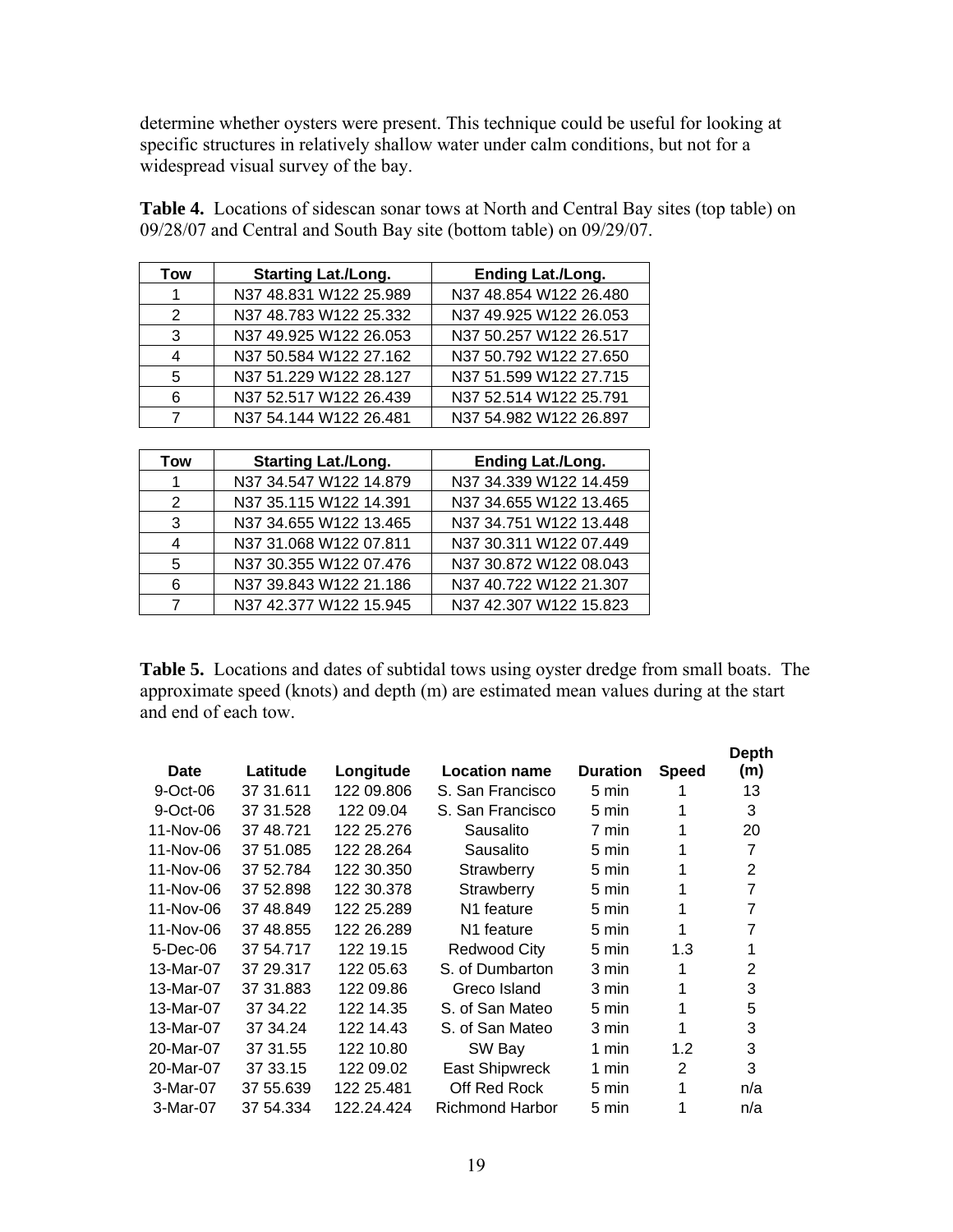determine whether oysters were present. This technique could be useful for looking at specific structures in relatively shallow water under calm conditions, but not for a widespread visual survey of the bay.

**Table 4.** Locations of sidescan sonar tows at North and Central Bay sites (top table) on 09/28/07 and Central and South Bay site (bottom table) on 09/29/07.

| Tow | Starting Lat./Long. | Ending Lat./Long. |
|---|---|---|
| 1 | N37 48.831 W122 25.989 | N37 48.854 W122 26.480 |
| 2 | N37 48.783 W122 25.332 | N37 49.925 W122 26.053 |
| 3 | N37 49.925 W122 26.053 | N37 50.257 W122 26.517 |
| 4 | N37 50.584 W122 27.162 | N37 50.792 W122 27.650 |
| 5 | N37 51.229 W122 28.127 | N37 51.599 W122 27.715 |
| 6 | N37 52.517 W122 26.439 | N37 52.514 W122 25.791 |
| 7 | N37 54.144 W122 26.481 | N37 54.982 W122 26.897 |

| Tow | Starting Lat./Long. | Ending Lat./Long. |
|---|---|---|
| 1 | N37 34.547 W122 14.879 | N37 34.339 W122 14.459 |
| 2 | N37 35.115 W122 14.391 | N37 34.655 W122 13.465 |
| 3 | N37 34.655 W122 13.465 | N37 34.751 W122 13.448 |
| 4 | N37 31.068 W122 07.811 | N37 30.311 W122 07.449 |
| 5 | N37 30.355 W122 07.476 | N37 30.872 W122 08.043 |
| 6 | N37 39.843 W122 21.186 | N37 40.722 W122 21.307 |
| 7 | N37 42.377 W122 15.945 | N37 42.307 W122 15.823 |

**Table 5.** Locations and dates of subtidal tows using oyster dredge from small boats. The approximate speed (knots) and depth (m) are estimated mean values during at the start and end of each tow.

| Date | Latitude | Longitude | Location name | Duration | Speed | Depth (m) |
|---|---|---|---|---|---|---|
| 9-Oct-06 | 37 31.611 | 122 09.806 | S. San Francisco | 5 min | 1 | 13 |
| 9-Oct-06 | 37 31.528 | 122 09.04 | S. San Francisco | 5 min | 1 | 3 |
| 11-Nov-06 | 37 48.721 | 122 25.276 | Sausalito | 7 min | 1 | 20 |
| 11-Nov-06 | 37 51.085 | 122 28.264 | Sausalito | 5 min | 1 | 7 |
| 11-Nov-06 | 37 52.784 | 122 30.350 | Strawberry | 5 min | 1 | 2 |
| 11-Nov-06 | 37 52.898 | 122 30.378 | Strawberry | 5 min | 1 | 7 |
| 11-Nov-06 | 37 48.849 | 122 25.289 | N1 feature | 5 min | 1 | 7 |
| 11-Nov-06 | 37 48.855 | 122 26.289 | N1 feature | 5 min | 1 | 7 |
| 5-Dec-06 | 37 54.717 | 122 19.15 | Redwood City | 5 min | 1.3 | 1 |
| 13-Mar-07 | 37 29.317 | 122 05.63 | S. of Dumbarton | 3 min | 1 | 2 |
| 13-Mar-07 | 37 31.883 | 122 09.86 | Greco Island | 3 min | 1 | 3 |
| 13-Mar-07 | 37 34.22 | 122 14.35 | S. of San Mateo | 5 min | 1 | 5 |
| 13-Mar-07 | 37 34.24 | 122 14.43 | S. of San Mateo | 3 min | 1 | 3 |
| 20-Mar-07 | 37 31.55 | 122 10.80 | SW Bay | 1 min | 1.2 | 3 |
| 20-Mar-07 | 37 33.15 | 122 09.02 | East Shipwreck | 1 min | 2 | 3 |
| 3-Mar-07 | 37 55.639 | 122 25.481 | Off Red Rock | 5 min | 1 | n/a |
| 3-Mar-07 | 37 54.334 | 122.24.424 | Richmond Harbor | 5 min | 1 | n/a |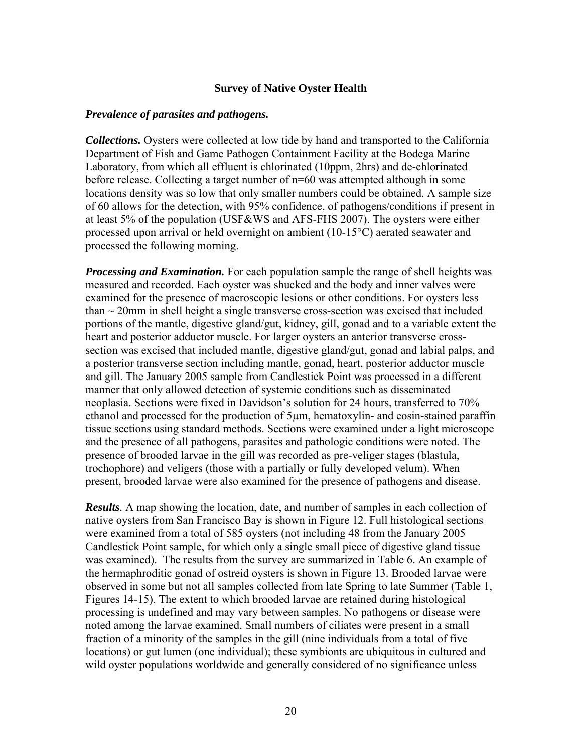## Survey of Native Oyster Health

### *Prevalence of parasites and pathogens.*

***Collections.*** Oysters were collected at low tide by hand and transported to the California Department of Fish and Game Pathogen Containment Facility at the Bodega Marine Laboratory, from which all effluent is chlorinated (10ppm, 2hrs) and de-chlorinated before release. Collecting a target number of n=60 was attempted although in some locations density was so low that only smaller numbers could be obtained. A sample size of 60 allows for the detection, with 95% confidence, of pathogens/conditions if present in at least 5% of the population (USF&WS and AFS-FHS 2007). The oysters were either processed upon arrival or held overnight on ambient (10-15°C) aerated seawater and processed the following morning.

***Processing and Examination.*** For each population sample the range of shell heights was measured and recorded. Each oyster was shucked and the body and inner valves were examined for the presence of macroscopic lesions or other conditions. For oysters less than ~ 20mm in shell height a single transverse cross-section was excised that included portions of the mantle, digestive gland/gut, kidney, gill, gonad and to a variable extent the heart and posterior adductor muscle. For larger oysters an anterior transverse cross-section was excised that included mantle, digestive gland/gut, gonad and labial palps, and a posterior transverse section including mantle, gonad, heart, posterior adductor muscle and gill. The January 2005 sample from Candlestick Point was processed in a different manner that only allowed detection of systemic conditions such as disseminated neoplasia. Sections were fixed in Davidson's solution for 24 hours, transferred to 70% ethanol and processed for the production of 5µm, hematoxylin- and eosin-stained paraffin tissue sections using standard methods. Sections were examined under a light microscope and the presence of all pathogens, parasites and pathologic conditions were noted. The presence of brooded larvae in the gill was recorded as pre-veliger stages (blastula, trochophore) and veligers (those with a partially or fully developed velum). When present, brooded larvae were also examined for the presence of pathogens and disease.

***Results.*** A map showing the location, date, and number of samples in each collection of native oysters from San Francisco Bay is shown in Figure 12. Full histological sections were examined from a total of 585 oysters (not including 48 from the January 2005 Candlestick Point sample, for which only a single small piece of digestive gland tissue was examined). The results from the survey are summarized in Table 6. An example of the hermaphroditic gonad of ostreid oysters is shown in Figure 13. Brooded larvae were observed in some but not all samples collected from late Spring to late Summer (Table 1, Figures 14-15). The extent to which brooded larvae are retained during histological processing is undefined and may vary between samples. No pathogens or disease were noted among the larvae examined. Small numbers of ciliates were present in a small fraction of a minority of the samples in the gill (nine individuals from a total of five locations) or gut lumen (one individual); these symbionts are ubiquitous in cultured and wild oyster populations worldwide and generally considered of no significance unless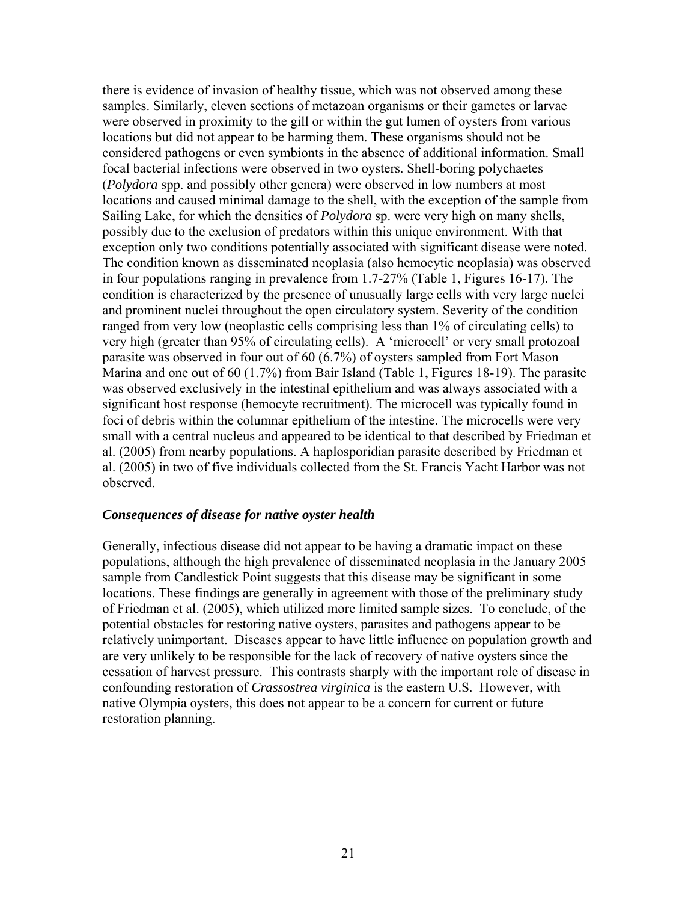there is evidence of invasion of healthy tissue, which was not observed among these samples. Similarly, eleven sections of metazoan organisms or their gametes or larvae were observed in proximity to the gill or within the gut lumen of oysters from various locations but did not appear to be harming them. These organisms should not be considered pathogens or even symbionts in the absence of additional information. Small focal bacterial infections were observed in two oysters. Shell-boring polychaetes (*Polydora* spp. and possibly other genera) were observed in low numbers at most locations and caused minimal damage to the shell, with the exception of the sample from Sailing Lake, for which the densities of *Polydora* sp. were very high on many shells, possibly due to the exclusion of predators within this unique environment. With that exception only two conditions potentially associated with significant disease were noted. The condition known as disseminated neoplasia (also hemocytic neoplasia) was observed in four populations ranging in prevalence from 1.7-27% (Table 1, Figures 16-17). The condition is characterized by the presence of unusually large cells with very large nuclei and prominent nuclei throughout the open circulatory system. Severity of the condition ranged from very low (neoplastic cells comprising less than 1% of circulating cells) to very high (greater than 95% of circulating cells). A 'microcell' or very small protozoal parasite was observed in four out of 60 (6.7%) of oysters sampled from Fort Mason Marina and one out of 60 (1.7%) from Bair Island (Table 1, Figures 18-19). The parasite was observed exclusively in the intestinal epithelium and was always associated with a significant host response (hemocyte recruitment). The microcell was typically found in foci of debris within the columnar epithelium of the intestine. The microcells were very small with a central nucleus and appeared to be identical to that described by Friedman et al. (2005) from nearby populations. A haplosporidian parasite described by Friedman et al. (2005) in two of five individuals collected from the St. Francis Yacht Harbor was not observed.

### *Consequences of disease for native oyster health*

Generally, infectious disease did not appear to be having a dramatic impact on these populations, although the high prevalence of disseminated neoplasia in the January 2005 sample from Candlestick Point suggests that this disease may be significant in some locations. These findings are generally in agreement with those of the preliminary study of Friedman et al. (2005), which utilized more limited sample sizes. To conclude, of the potential obstacles for restoring native oysters, parasites and pathogens appear to be relatively unimportant. Diseases appear to have little influence on population growth and are very unlikely to be responsible for the lack of recovery of native oysters since the cessation of harvest pressure. This contrasts sharply with the important role of disease in confounding restoration of *Crassostrea virginica* is the eastern U.S. However, with native Olympia oysters, this does not appear to be a concern for current or future restoration planning.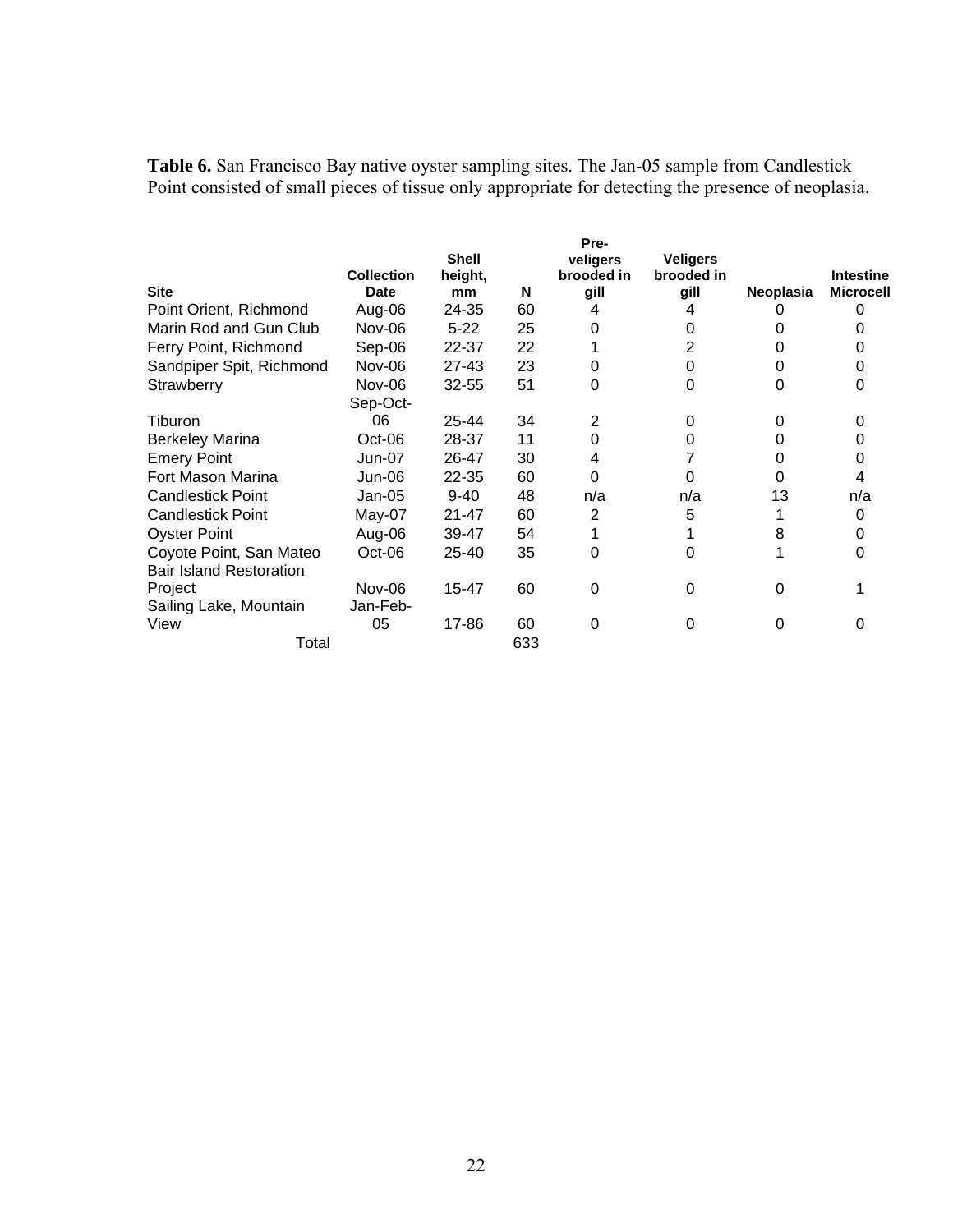**Table 6.** San Francisco Bay native oyster sampling sites. The Jan-05 sample from Candlestick Point consisted of small pieces of tissue only appropriate for detecting the presence of neoplasia.

| Site | Collection Date | Shell height, mm | N | Pre-veligers brooded in gill | Veligers brooded in gill | Neoplasia | Intestine Microcell |
|---|---|---|---|---|---|---|---|
| Point Orient, Richmond | Aug-06 | 24-35 | 60 | 4 | 4 | 0 | 0 |
| Marin Rod and Gun Club | Nov-06 | 5-22 | 25 | 0 | 0 | 0 | 0 |
| Ferry Point, Richmond | Sep-06 | 22-37 | 22 | 1 | 2 | 0 | 0 |
| Sandpiper Spit, Richmond | Nov-06 | 27-43 | 23 | 0 | 0 | 0 | 0 |
| Strawberry | Nov-06 | 32-55 | 51 | 0 | 0 | 0 | 0 |
| Tiburon | Sep-Oct-06 | 25-44 | 34 | 2 | 0 | 0 | 0 |
| Berkeley Marina | Oct-06 | 28-37 | 11 | 0 | 0 | 0 | 0 |
| Emery Point | Jun-07 | 26-47 | 30 | 4 | 7 | 0 | 0 |
| Fort Mason Marina | Jun-06 | 22-35 | 60 | 0 | 0 | 0 | 4 |
| Candlestick Point | Jan-05 | 9-40 | 48 | n/a | n/a | 13 | n/a |
| Candlestick Point | May-07 | 21-47 | 60 | 2 | 5 | 1 | 0 |
| Oyster Point | Aug-06 | 39-47 | 54 | 1 | 1 | 8 | 0 |
| Coyote Point, San Mateo | Oct-06 | 25-40 | 35 | 0 | 0 | 1 | 0 |
| Bair Island Restoration Project | Nov-06 | 15-47 | 60 | 0 | 0 | 0 | 1 |
| Sailing Lake, Mountain View | Jan-Feb-05 | 17-86 | 60 | 0 | 0 | 0 | 0 |
| Total | | | 633 | | | | |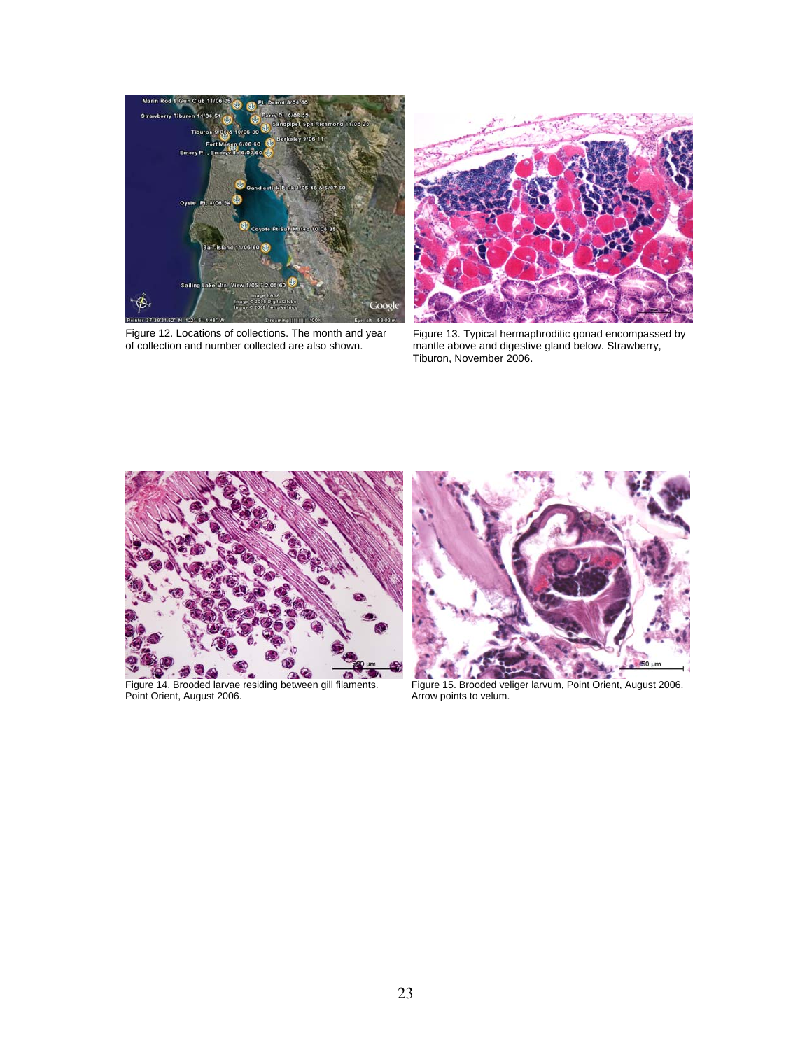Figure 12. Locations of collections. The month and year of collection and number collected are also shown.

Figure 13. Typical hermaphroditic gonad encompassed by mantle above and digestive gland below. Strawberry, Tiburon, November 2006.

Figure 14. Brooded larvae residing between gill filaments. Point Orient, August 2006.

Figure 15. Brooded veliger larvum, Point Orient, August 2006. Arrow points to velum.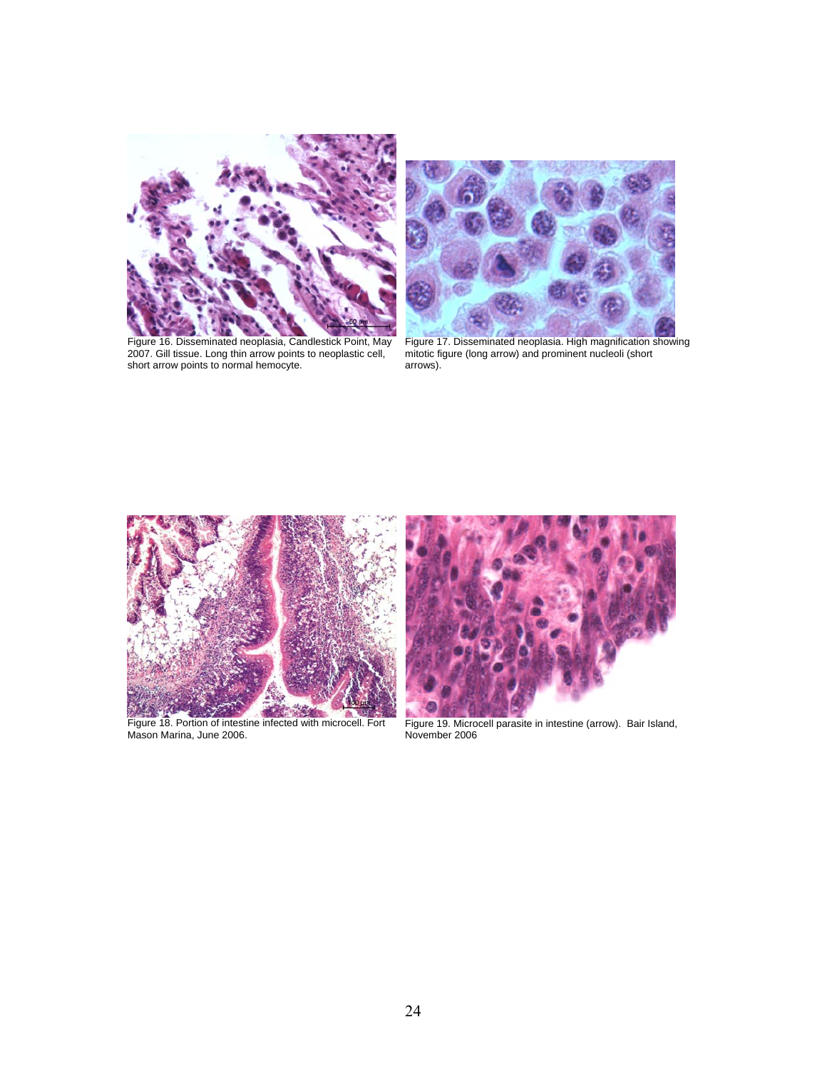Figure 16. Disseminated neoplasia, Candlestick Point, May 2007. Gill tissue. Long thin arrow points to neoplastic cell, short arrow points to normal hemocyte.

Figure 17. Disseminated neoplasia. High magnification showing mitotic figure (long arrow) and prominent nucleoli (short arrows).

Figure 18. Portion of intestine infected with microcell. Fort Mason Marina, June 2006.

Figure 19. Microcell parasite in intestine (arrow). Bair Island, November 2006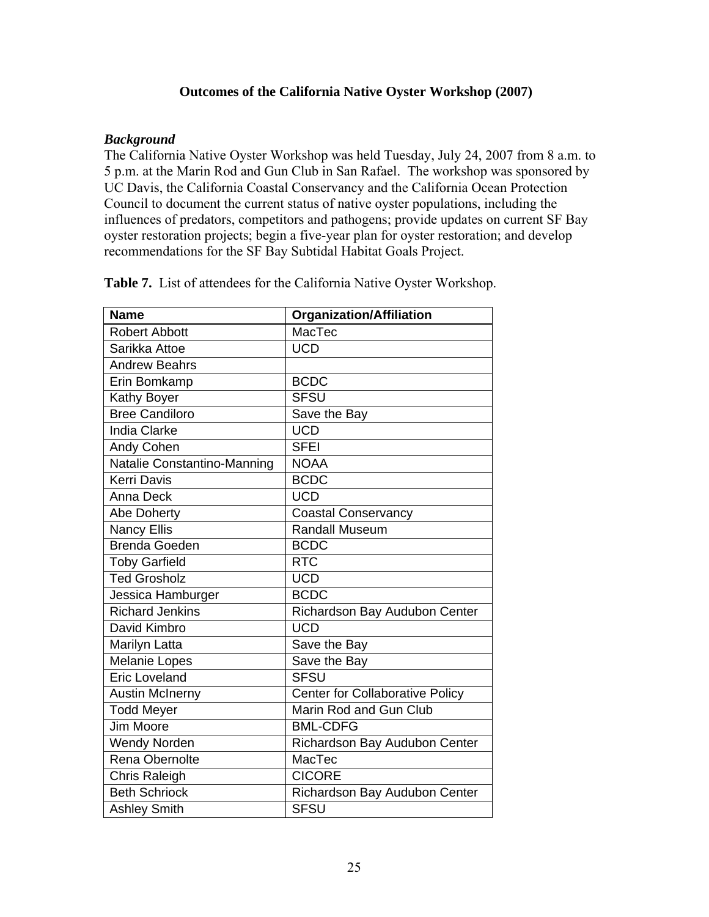**Outcomes of the California Native Oyster Workshop (2007)**

***Background***

The California Native Oyster Workshop was held Tuesday, July 24, 2007 from 8 a.m. to 5 p.m. at the Marin Rod and Gun Club in San Rafael. The workshop was sponsored by UC Davis, the California Coastal Conservancy and the California Ocean Protection Council to document the current status of native oyster populations, including the influences of predators, competitors and pathogens; provide updates on current SF Bay oyster restoration projects; begin a five-year plan for oyster restoration; and develop recommendations for the SF Bay Subtidal Habitat Goals Project.

**Table 7.** List of attendees for the California Native Oyster Workshop.

| Name | Organization/Affiliation |
|---|---|
| Robert Abbott | MacTec |
| Sarikka Attoe | UCD |
| Andrew Beahrs | |
| Erin Bomkamp | BCDC |
| Kathy Boyer | SFSU |
| Bree Candiloro | Save the Bay |
| India Clarke | UCD |
| Andy Cohen | SFEI |
| Natalie Constantino-Manning | NOAA |
| Kerri Davis | BCDC |
| Anna Deck | UCD |
| Abe Doherty | Coastal Conservancy |
| Nancy Ellis | Randall Museum |
| Brenda Goeden | BCDC |
| Toby Garfield | RTC |
| Ted Grosholz | UCD |
| Jessica Hamburger | BCDC |
| Richard Jenkins | Richardson Bay Audubon Center |
| David Kimbro | UCD |
| Marilyn Latta | Save the Bay |
| Melanie Lopes | Save the Bay |
| Eric Loveland | SFSU |
| Austin McInerny | Center for Collaborative Policy |
| Todd Meyer | Marin Rod and Gun Club |
| Jim Moore | BML-CDFG |
| Wendy Norden | Richardson Bay Audubon Center |
| Rena Obernolte | MacTec |
| Chris Raleigh | CICORE |
| Beth Schriock | Richardson Bay Audubon Center |
| Ashley Smith | SFSU |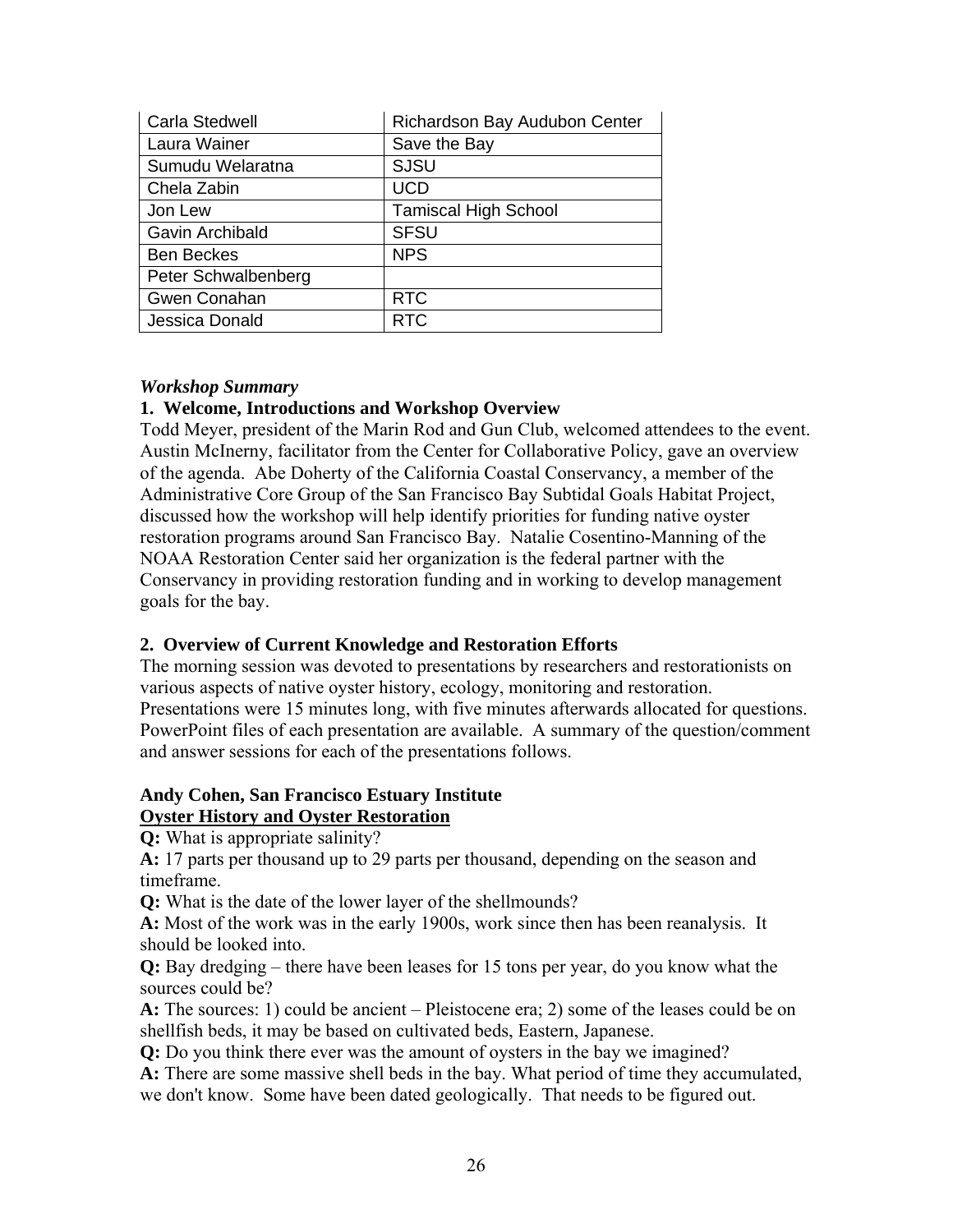| Carla Stedwell | Richardson Bay Audubon Center |
| --- | --- |
| Laura Wainer | Save the Bay |
| Sumudu Welaratna | SJSU |
| Chela Zabin | UCD |
| Jon Lew | Tamiscal High School |
| Gavin Archibald | SFSU |
| Ben Beckes | NPS |
| Peter Schwalbenberg | |
| Gwen Conahan | RTC |
| Jessica Donald | RTC |

***Workshop Summary***

**1. Welcome, Introductions and Workshop Overview**

Todd Meyer, president of the Marin Rod and Gun Club, welcomed attendees to the event. Austin McInerny, facilitator from the Center for Collaborative Policy, gave an overview of the agenda. Abe Doherty of the California Coastal Conservancy, a member of the Administrative Core Group of the San Francisco Bay Subtidal Goals Habitat Project, discussed how the workshop will help identify priorities for funding native oyster restoration programs around San Francisco Bay. Natalie Cosentino-Manning of the NOAA Restoration Center said her organization is the federal partner with the Conservancy in providing restoration funding and in working to develop management goals for the bay.

**2. Overview of Current Knowledge and Restoration Efforts**

The morning session was devoted to presentations by researchers and restorationists on various aspects of native oyster history, ecology, monitoring and restoration. Presentations were 15 minutes long, with five minutes afterwards allocated for questions. PowerPoint files of each presentation are available. A summary of the question/comment and answer sessions for each of the presentations follows.

**Andy Cohen, San Francisco Estuary Institute**
**<u>Oyster History and Oyster Restoration</u>**

**Q:** What is appropriate salinity?

**A:** 17 parts per thousand up to 29 parts per thousand, depending on the season and timeframe.

**Q:** What is the date of the lower layer of the shellmounds?

**A:** Most of the work was in the early 1900s, work since then has been reanalysis. It should be looked into.

**Q:** Bay dredging – there have been leases for 15 tons per year, do you know what the sources could be?

**A:** The sources: 1) could be ancient – Pleistocene era; 2) some of the leases could be on shellfish beds, it may be based on cultivated beds, Eastern, Japanese.

**Q:** Do you think there ever was the amount of oysters in the bay we imagined?

**A:** There are some massive shell beds in the bay. What period of time they accumulated, we don't know. Some have been dated geologically. That needs to be figured out.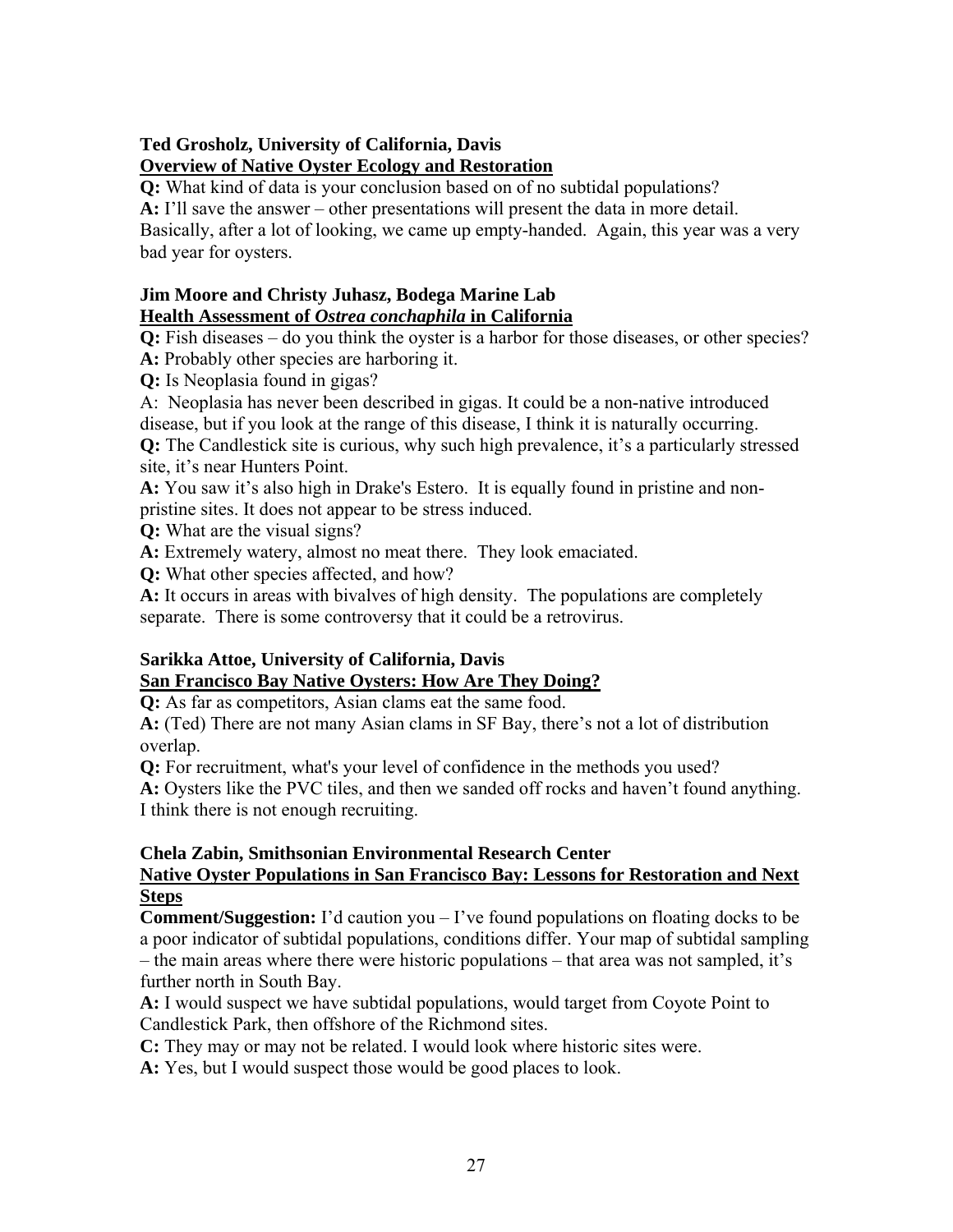**Ted Grosholz, University of California, Davis**
**Overview of Native Oyster Ecology and Restoration**

**Q:** What kind of data is your conclusion based on of no subtidal populations?
**A:** I'll save the answer – other presentations will present the data in more detail. Basically, after a lot of looking, we came up empty-handed. Again, this year was a very bad year for oysters.

**Jim Moore and Christy Juhasz, Bodega Marine Lab**
**Health Assessment of *Ostrea conchaphila* in California**

**Q:** Fish diseases – do you think the oyster is a harbor for those diseases, or other species?
**A:** Probably other species are harboring it.
**Q:** Is Neoplasia found in gigas?
A: Neoplasia has never been described in gigas. It could be a non-native introduced disease, but if you look at the range of this disease, I think it is naturally occurring.
**Q:** The Candlestick site is curious, why such high prevalence, it's a particularly stressed site, it's near Hunters Point.
**A:** You saw it's also high in Drake's Estero. It is equally found in pristine and non-pristine sites. It does not appear to be stress induced.
**Q:** What are the visual signs?
**A:** Extremely watery, almost no meat there. They look emaciated.
**Q:** What other species affected, and how?
**A:** It occurs in areas with bivalves of high density. The populations are completely separate. There is some controversy that it could be a retrovirus.

**Sarikka Attoe, University of California, Davis**
**San Francisco Bay Native Oysters: How Are They Doing?**

**Q:** As far as competitors, Asian clams eat the same food.
**A:** (Ted) There are not many Asian clams in SF Bay, there's not a lot of distribution overlap.
**Q:** For recruitment, what's your level of confidence in the methods you used?
**A:** Oysters like the PVC tiles, and then we sanded off rocks and haven't found anything. I think there is not enough recruiting.

**Chela Zabin, Smithsonian Environmental Research Center**
**Native Oyster Populations in San Francisco Bay: Lessons for Restoration and Next Steps**

**Comment/Suggestion:** I'd caution you – I've found populations on floating docks to be a poor indicator of subtidal populations, conditions differ. Your map of subtidal sampling – the main areas where there were historic populations – that area was not sampled, it's further north in South Bay.
**A:** I would suspect we have subtidal populations, would target from Coyote Point to Candlestick Park, then offshore of the Richmond sites.
**C:** They may or may not be related. I would look where historic sites were.
**A:** Yes, but I would suspect those would be good places to look.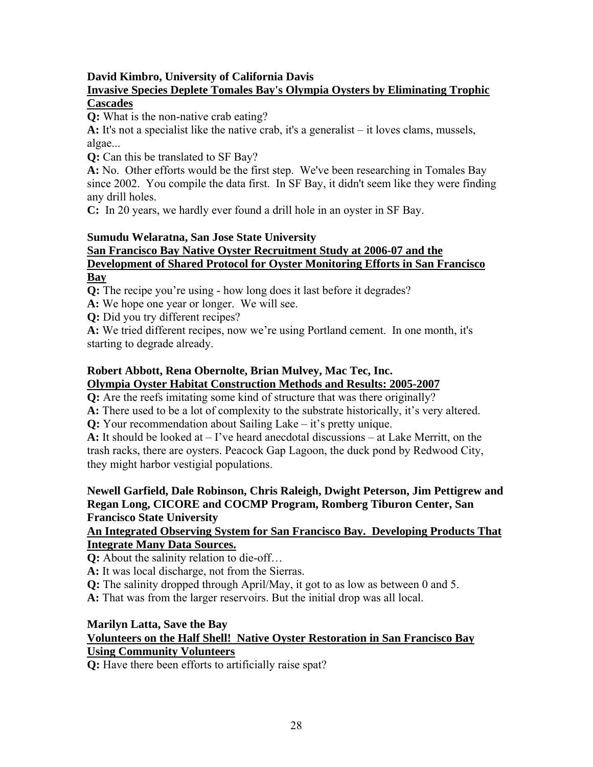**David Kimbro, University of California Davis**

**<u>Invasive Species Deplete Tomales Bay's Olympia Oysters by Eliminating Trophic Cascades</u>**

**Q:** What is the non-native crab eating?

**A:** It's not a specialist like the native crab, it's a generalist – it loves clams, mussels, algae...

**Q:** Can this be translated to SF Bay?

**A:** No. Other efforts would be the first step. We've been researching in Tomales Bay since 2002. You compile the data first. In SF Bay, it didn't seem like they were finding any drill holes.

**C:** In 20 years, we hardly ever found a drill hole in an oyster in SF Bay.

**Sumudu Welaratna, San Jose State University**

**<u>San Francisco Bay Native Oyster Recruitment Study at 2006-07 and the Development of Shared Protocol for Oyster Monitoring Efforts in San Francisco Bay</u>**

**Q:** The recipe you're using - how long does it last before it degrades?

**A:** We hope one year or longer. We will see.

**Q:** Did you try different recipes?

**A:** We tried different recipes, now we're using Portland cement. In one month, it's starting to degrade already.

**Robert Abbott, Rena Obernolte, Brian Mulvey, Mac Tec, Inc.**

**<u>Olympia Oyster Habitat Construction Methods and Results: 2005-2007</u>**

**Q:** Are the reefs imitating some kind of structure that was there originally?

**A:** There used to be a lot of complexity to the substrate historically, it's very altered.

**Q:** Your recommendation about Sailing Lake – it's pretty unique.

**A:** It should be looked at – I've heard anecdotal discussions – at Lake Merritt, on the trash racks, there are oysters. Peacock Gap Lagoon, the duck pond by Redwood City, they might harbor vestigial populations.

**Newell Garfield, Dale Robinson, Chris Raleigh, Dwight Peterson, Jim Pettigrew and Regan Long, CICORE and COCMP Program, Romberg Tiburon Center, San Francisco State University**

**<u>An Integrated Observing System for San Francisco Bay. Developing Products That Integrate Many Data Sources.</u>**

**Q:** About the salinity relation to die-off…

**A:** It was local discharge, not from the Sierras.

**Q:** The salinity dropped through April/May, it got to as low as between 0 and 5.

**A:** That was from the larger reservoirs. But the initial drop was all local.

**Marilyn Latta, Save the Bay**

**<u>Volunteers on the Half Shell! Native Oyster Restoration in San Francisco Bay Using Community Volunteers</u>**

**Q:** Have there been efforts to artificially raise spat?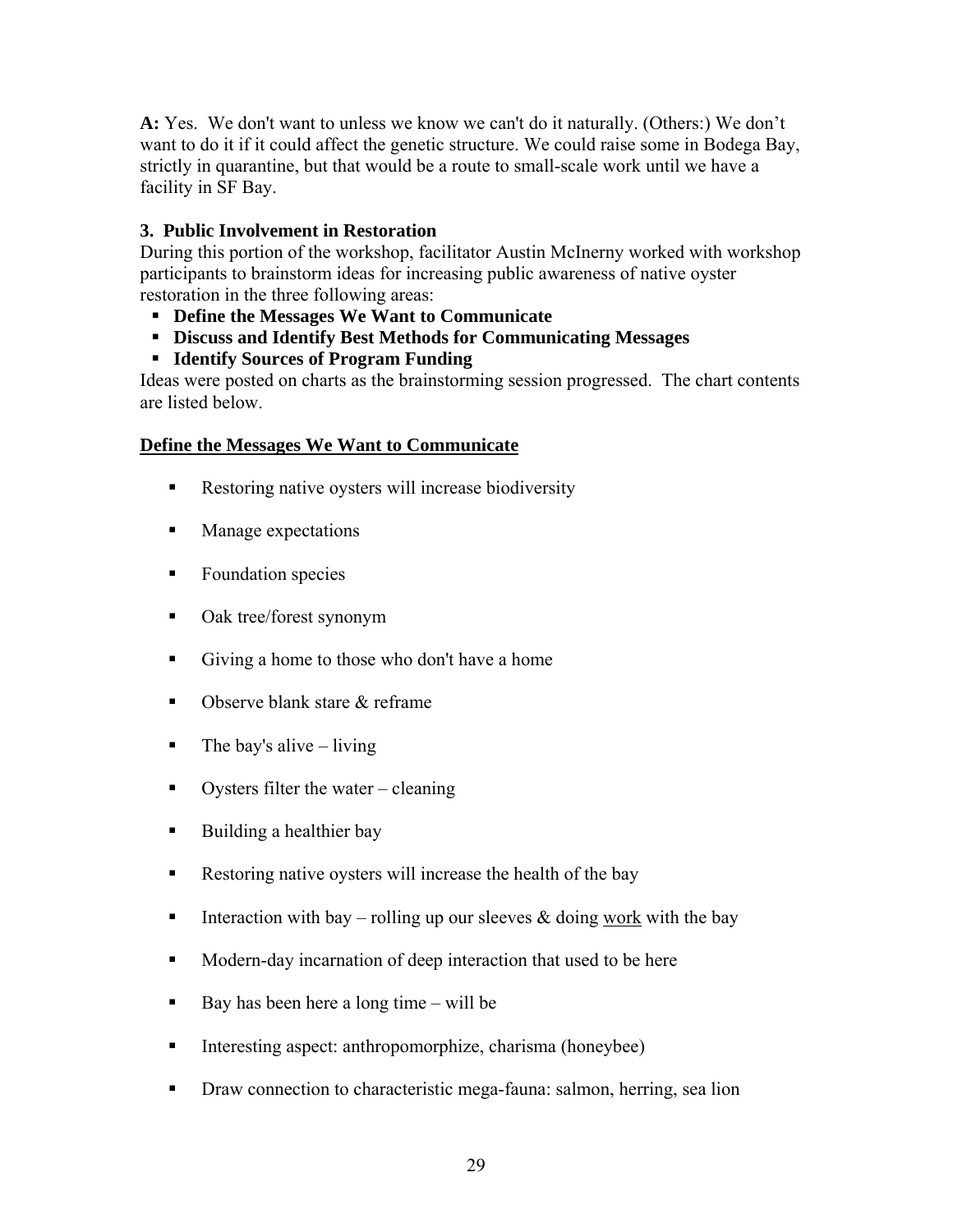**A:** Yes. We don't want to unless we know we can't do it naturally. (Others:) We don't want to do it if it could affect the genetic structure. We could raise some in Bodega Bay, strictly in quarantine, but that would be a route to small-scale work until we have a facility in SF Bay.

### 3. Public Involvement in Restoration

During this portion of the workshop, facilitator Austin McInerny worked with workshop participants to brainstorm ideas for increasing public awareness of native oyster restoration in the three following areas:

- **Define the Messages We Want to Communicate**
- **Discuss and Identify Best Methods for Communicating Messages**
- **Identify Sources of Program Funding**

Ideas were posted on charts as the brainstorming session progressed. The chart contents are listed below.

#### <u>Define the Messages We Want to Communicate</u>

- Restoring native oysters will increase biodiversity
- Manage expectations
- Foundation species
- Oak tree/forest synonym
- Giving a home to those who don't have a home
- Observe blank stare & reframe
- The bay's alive – living
- Oysters filter the water – cleaning
- Building a healthier bay
- Restoring native oysters will increase the health of the bay
- Interaction with bay – rolling up our sleeves & doing <u>work</u> with the bay
- Modern-day incarnation of deep interaction that used to be here
- Bay has been here a long time – will be
- Interesting aspect: anthropomorphize, charisma (honeybee)
- Draw connection to characteristic mega-fauna: salmon, herring, sea lion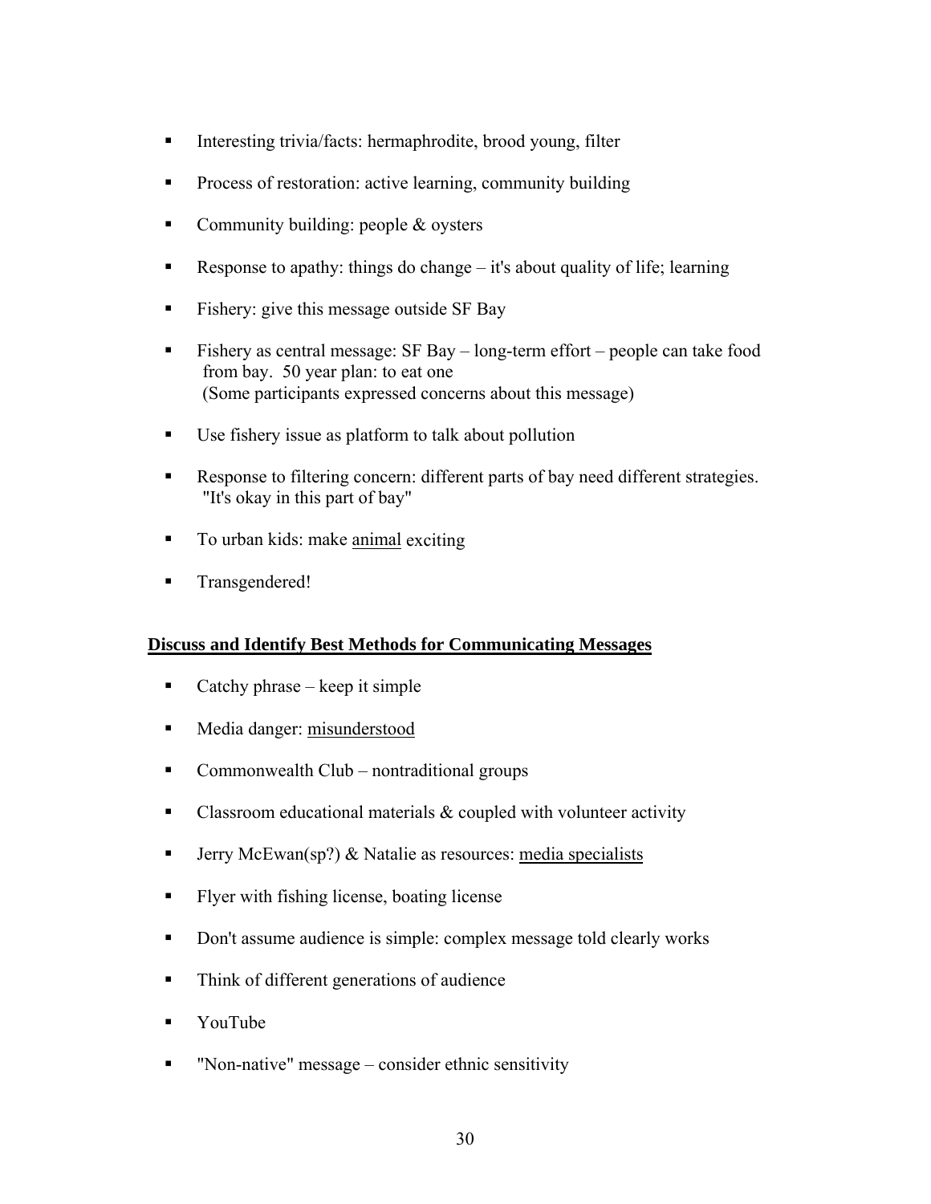- Interesting trivia/facts: hermaphrodite, brood young, filter
- Process of restoration: active learning, community building
- Community building: people & oysters
- Response to apathy: things do change – it's about quality of life; learning
- Fishery: give this message outside SF Bay
- Fishery as central message: SF Bay – long-term effort – people can take food from bay. 50 year plan: to eat one
  (Some participants expressed concerns about this message)
- Use fishery issue as platform to talk about pollution
- Response to filtering concern: different parts of bay need different strategies. "It's okay in this part of bay"
- To urban kids: make <u>animal</u> exciting
- Transgendered!

**<u>Discuss and Identify Best Methods for Communicating Messages</u>**

- Catchy phrase – keep it simple
- Media danger: <u>misunderstood</u>
- Commonwealth Club – nontraditional groups
- Classroom educational materials & coupled with volunteer activity
- Jerry McEwan(sp?) & Natalie as resources: <u>media specialists</u>
- Flyer with fishing license, boating license
- Don't assume audience is simple: complex message told clearly works
- Think of different generations of audience
- YouTube
- "Non-native" message – consider ethnic sensitivity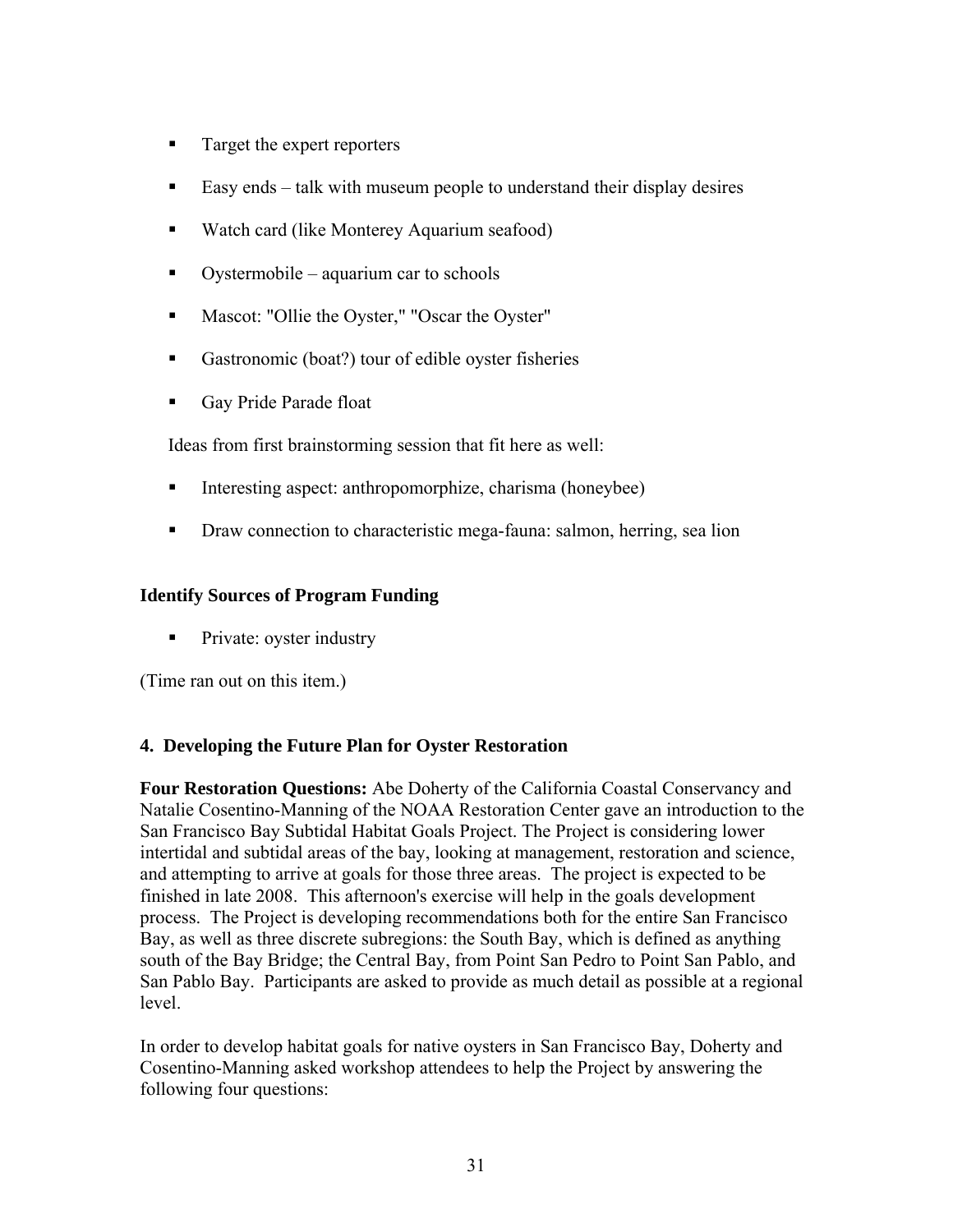- Target the expert reporters
- Easy ends – talk with museum people to understand their display desires
- Watch card (like Monterey Aquarium seafood)
- Oystermobile – aquarium car to schools
- Mascot: "Ollie the Oyster," "Oscar the Oyster"
- Gastronomic (boat?) tour of edible oyster fisheries
- Gay Pride Parade float

Ideas from first brainstorming session that fit here as well:

- Interesting aspect: anthropomorphize, charisma (honeybee)
- Draw connection to characteristic mega-fauna: salmon, herring, sea lion

**Identify Sources of Program Funding**

- Private: oyster industry

(Time ran out on this item.)

### 4. Developing the Future Plan for Oyster Restoration

**Four Restoration Questions:** Abe Doherty of the California Coastal Conservancy and Natalie Cosentino-Manning of the NOAA Restoration Center gave an introduction to the San Francisco Bay Subtidal Habitat Goals Project. The Project is considering lower intertidal and subtidal areas of the bay, looking at management, restoration and science, and attempting to arrive at goals for those three areas. The project is expected to be finished in late 2008. This afternoon's exercise will help in the goals development process. The Project is developing recommendations both for the entire San Francisco Bay, as well as three discrete subregions: the South Bay, which is defined as anything south of the Bay Bridge; the Central Bay, from Point San Pedro to Point San Pablo, and San Pablo Bay. Participants are asked to provide as much detail as possible at a regional level.

In order to develop habitat goals for native oysters in San Francisco Bay, Doherty and Cosentino-Manning asked workshop attendees to help the Project by answering the following four questions: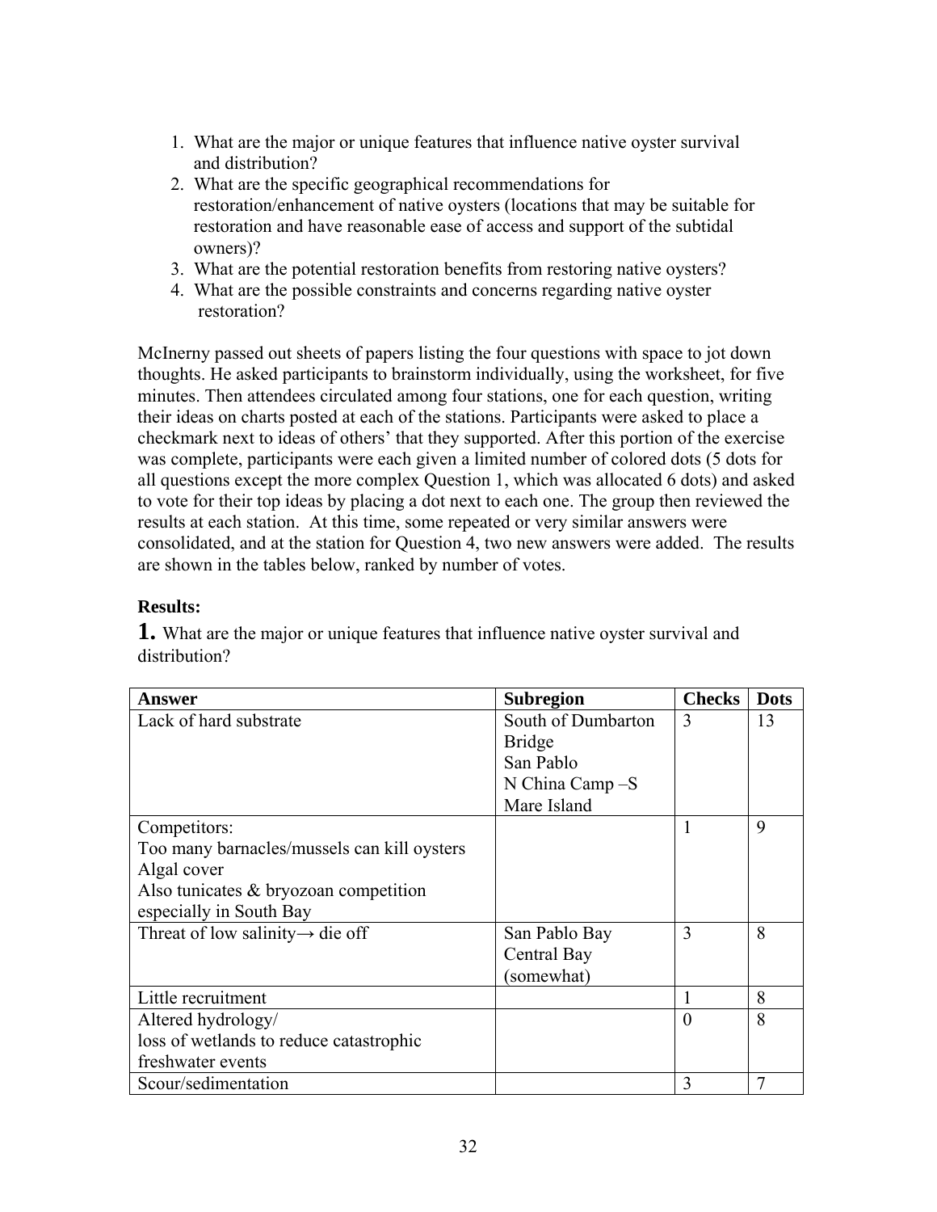1. What are the major or unique features that influence native oyster survival and distribution?
2. What are the specific geographical recommendations for restoration/enhancement of native oysters (locations that may be suitable for restoration and have reasonable ease of access and support of the subtidal owners)?
3. What are the potential restoration benefits from restoring native oysters?
4. What are the possible constraints and concerns regarding native oyster restoration?

McInerny passed out sheets of papers listing the four questions with space to jot down thoughts. He asked participants to brainstorm individually, using the worksheet, for five minutes. Then attendees circulated among four stations, one for each question, writing their ideas on charts posted at each of the stations. Participants were asked to place a checkmark next to ideas of others' that they supported. After this portion of the exercise was complete, participants were each given a limited number of colored dots (5 dots for all questions except the more complex Question 1, which was allocated 6 dots) and asked to vote for their top ideas by placing a dot next to each one. The group then reviewed the results at each station. At this time, some repeated or very similar answers were consolidated, and at the station for Question 4, two new answers were added. The results are shown in the tables below, ranked by number of votes.

**Results:**

**1.** What are the major or unique features that influence native oyster survival and distribution?

| Answer | Subregion | Checks | Dots |
|---|---|---|---|
| Lack of hard substrate | South of Dumbarton Bridge<br>San Pablo<br>N China Camp –S Mare Island | 3 | 13 |
| Competitors:<br>Too many barnacles/mussels can kill oysters<br>Algal cover<br>Also tunicates & bryozoan competition especially in South Bay | | 1 | 9 |
| Threat of low salinity→ die off | San Pablo Bay<br>Central Bay (somewhat) | 3 | 8 |
| Little recruitment | | 1 | 8 |
| Altered hydrology/<br>loss of wetlands to reduce catastrophic freshwater events | | 0 | 8 |
| Scour/sedimentation | | 3 | 7 |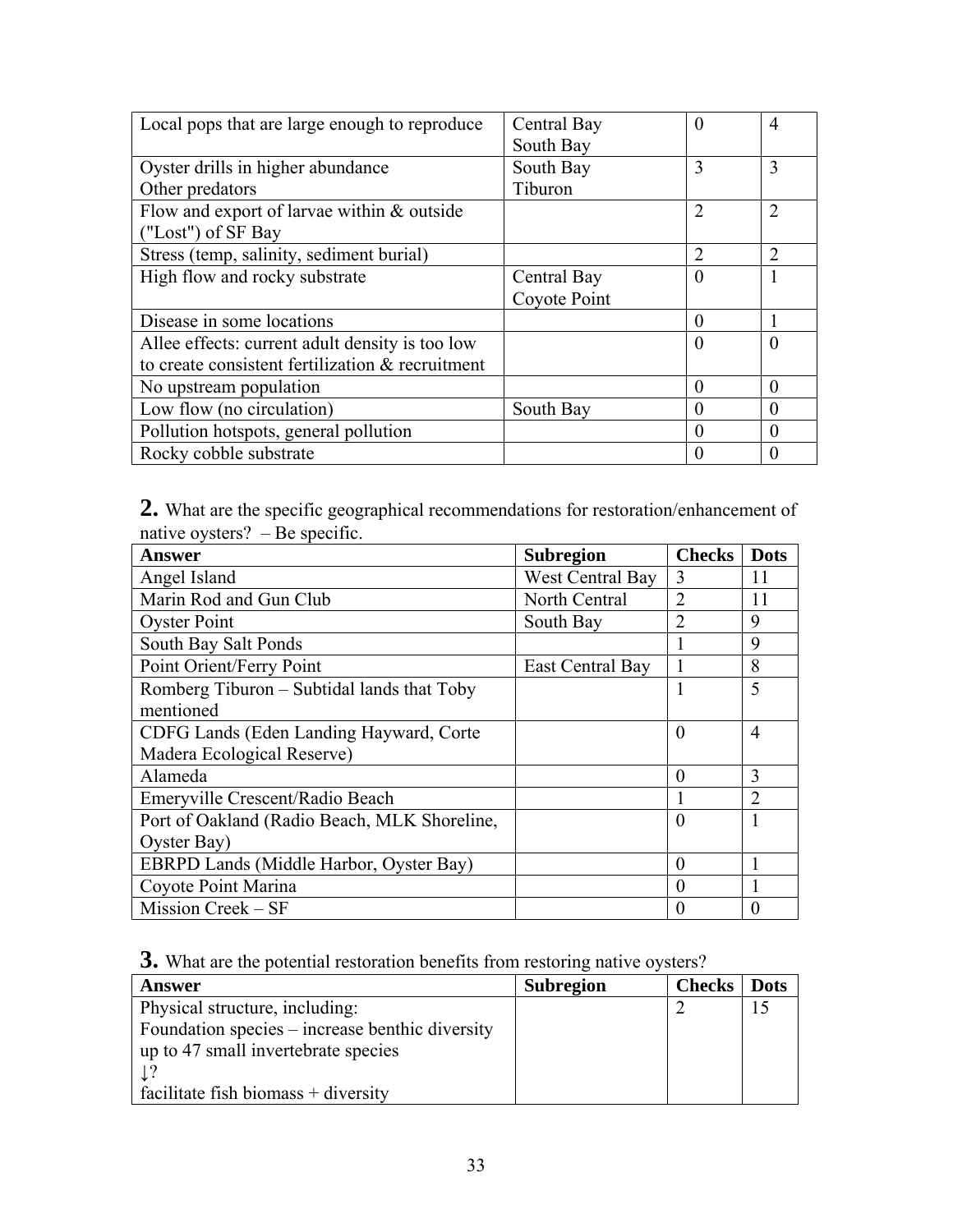| | | | |
|---|---|---|---|
| Local pops that are large enough to reproduce | Central Bay<br>South Bay | 0 | 4 |
| Oyster drills in higher abundance<br>Other predators | South Bay<br>Tiburon | 3 | 3 |
| Flow and export of larvae within & outside ("Lost") of SF Bay | | 2 | 2 |
| Stress (temp, salinity, sediment burial) | | 2 | 2 |
| High flow and rocky substrate | Central Bay<br>Coyote Point | 0 | 1 |
| Disease in some locations | | 0 | 1 |
| Allee effects: current adult density is too low to create consistent fertilization & recruitment | | 0 | 0 |
| No upstream population | | 0 | 0 |
| Low flow (no circulation) | South Bay | 0 | 0 |
| Pollution hotspots, general pollution | | 0 | 0 |
| Rocky cobble substrate | | 0 | 0 |

**2.** What are the specific geographical recommendations for restoration/enhancement of native oysters? – Be specific.

| Answer | Subregion | Checks | Dots |
|---|---|---|---|
| Angel Island | West Central Bay | 3 | 11 |
| Marin Rod and Gun Club | North Central | 2 | 11 |
| Oyster Point | South Bay | 2 | 9 |
| South Bay Salt Ponds | | 1 | 9 |
| Point Orient/Ferry Point | East Central Bay | 1 | 8 |
| Romberg Tiburon – Subtidal lands that Toby mentioned | | 1 | 5 |
| CDFG Lands (Eden Landing Hayward, Corte Madera Ecological Reserve) | | 0 | 4 |
| Alameda | | 0 | 3 |
| Emeryville Crescent/Radio Beach | | 1 | 2 |
| Port of Oakland (Radio Beach, MLK Shoreline, Oyster Bay) | | 0 | 1 |
| EBRPD Lands (Middle Harbor, Oyster Bay) | | 0 | 1 |
| Coyote Point Marina | | 0 | 1 |
| Mission Creek – SF | | 0 | 0 |

**3.** What are the potential restoration benefits from restoring native oysters?

| Answer | Subregion | Checks | Dots |
|---|---|---|---|
| Physical structure, including:<br>Foundation species – increase benthic diversity up to 47 small invertebrate species<br>↓?<br>facilitate fish biomass + diversity | | 2 | 15 |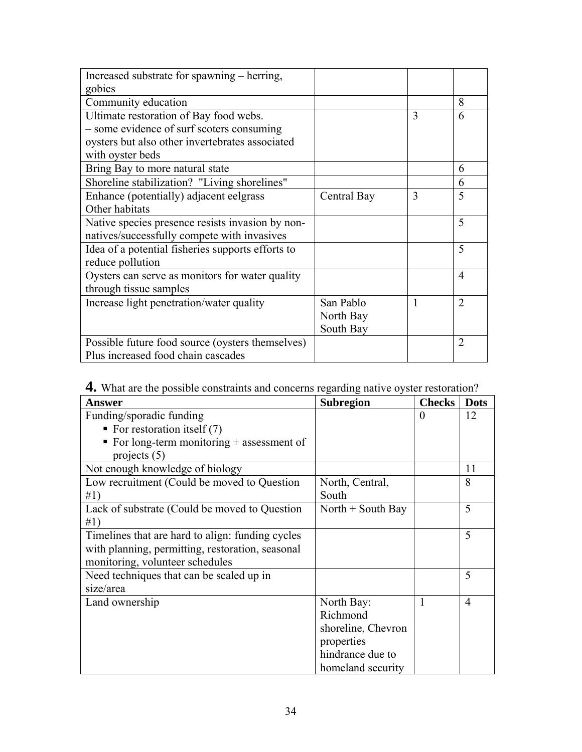| | | | |
|---|---|---|---|
| Increased substrate for spawning – herring, gobies | | | |
| Community education | | | 8 |
| Ultimate restoration of Bay food webs. – some evidence of surf scoters consuming oysters but also other invertebrates associated with oyster beds | | 3 | 6 |
| Bring Bay to more natural state | | | 6 |
| Shoreline stabilization? "Living shorelines" | | | 6 |
| Enhance (potentially) adjacent eelgrass Other habitats | Central Bay | 3 | 5 |
| Native species presence resists invasion by non-natives/successfully compete with invasives | | | 5 |
| Idea of a potential fisheries supports efforts to reduce pollution | | | 5 |
| Oysters can serve as monitors for water quality through tissue samples | | | 4 |
| Increase light penetration/water quality | San Pablo North Bay South Bay | 1 | 2 |
| Possible future food source (oysters themselves) Plus increased food chain cascades | | | 2 |

**4.** What are the possible constraints and concerns regarding native oyster restoration?

| Answer | Subregion | Checks | Dots |
|---|---|---|---|
| Funding/sporadic funding <br>▪ For restoration itself (7) <br>▪ For long-term monitoring + assessment of projects (5) | | 0 | 12 |
| Not enough knowledge of biology | | | 11 |
| Low recruitment (Could be moved to Question #1) | North, Central, South | | 8 |
| Lack of substrate (Could be moved to Question #1) | North + South Bay | | 5 |
| Timelines that are hard to align: funding cycles with planning, permitting, restoration, seasonal monitoring, volunteer schedules | | | 5 |
| Need techniques that can be scaled up in size/area | | | 5 |
| Land ownership | North Bay: Richmond shoreline, Chevron properties hindrance due to homeland security | 1 | 4 |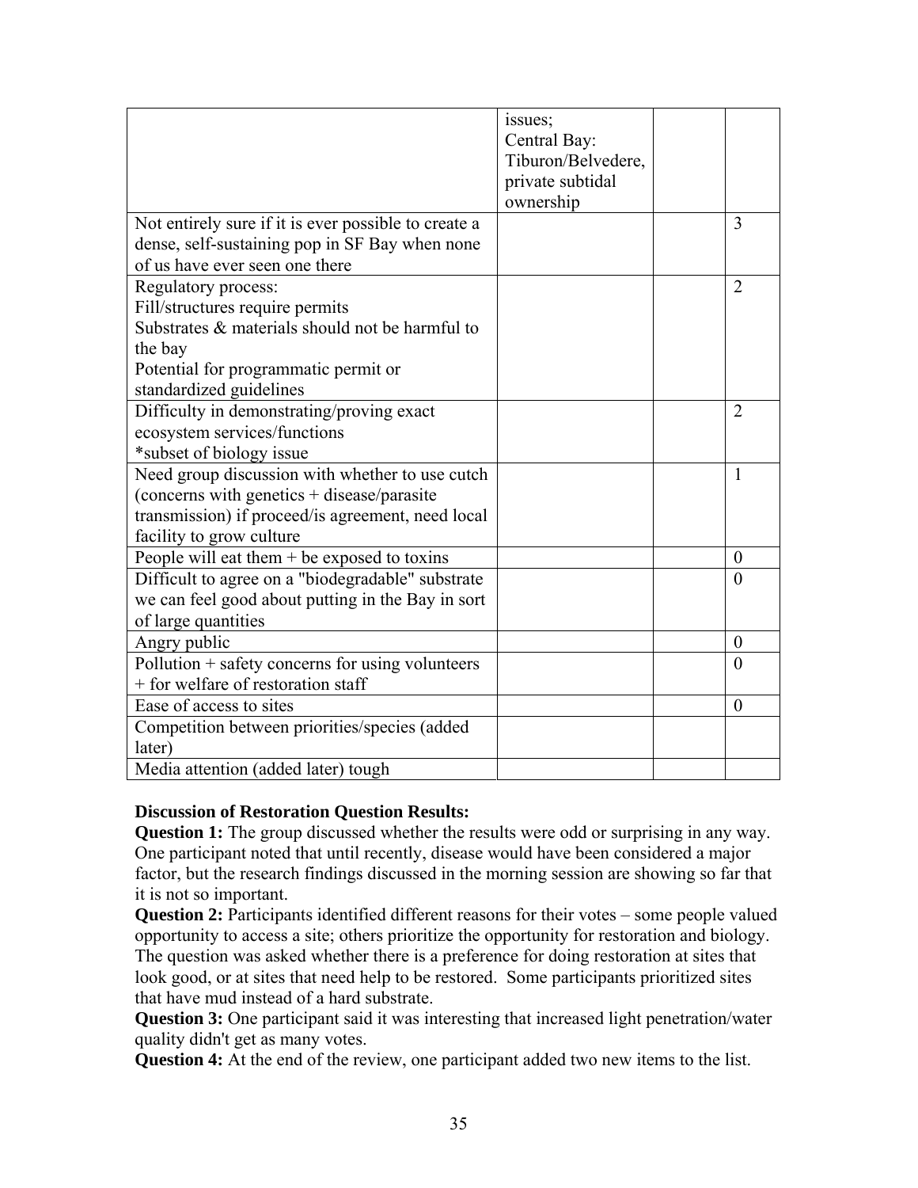| | | | |
|---|---|---|---|
| | issues;<br>Central Bay:<br>Tiburon/Belvedere,<br>private subtidal<br>ownership | | |
| Not entirely sure if it is ever possible to create a dense, self-sustaining pop in SF Bay when none of us have ever seen one there | | | 3 |
| Regulatory process:<br>Fill/structures require permits<br>Substrates & materials should not be harmful to the bay<br>Potential for programmatic permit or standardized guidelines | | | 2 |
| Difficulty in demonstrating/proving exact ecosystem services/functions<br>*subset of biology issue | | | 2 |
| Need group discussion with whether to use cutch (concerns with genetics + disease/parasite transmission) if proceed/is agreement, need local facility to grow culture | | | 1 |
| People will eat them + be exposed to toxins | | | 0 |
| Difficult to agree on a "biodegradable" substrate we can feel good about putting in the Bay in sort of large quantities | | | 0 |
| Angry public | | | 0 |
| Pollution + safety concerns for using volunteers + for welfare of restoration staff | | | 0 |
| Ease of access to sites | | | 0 |
| Competition between priorities/species (added later) | | | |
| Media attention (added later) tough | | | |

**Discussion of Restoration Question Results:**

**Question 1:** The group discussed whether the results were odd or surprising in any way. One participant noted that until recently, disease would have been considered a major factor, but the research findings discussed in the morning session are showing so far that it is not so important.

**Question 2:** Participants identified different reasons for their votes – some people valued opportunity to access a site; others prioritize the opportunity for restoration and biology. The question was asked whether there is a preference for doing restoration at sites that look good, or at sites that need help to be restored. Some participants prioritized sites that have mud instead of a hard substrate.

**Question 3:** One participant said it was interesting that increased light penetration/water quality didn't get as many votes.

**Question 4:** At the end of the review, one participant added two new items to the list.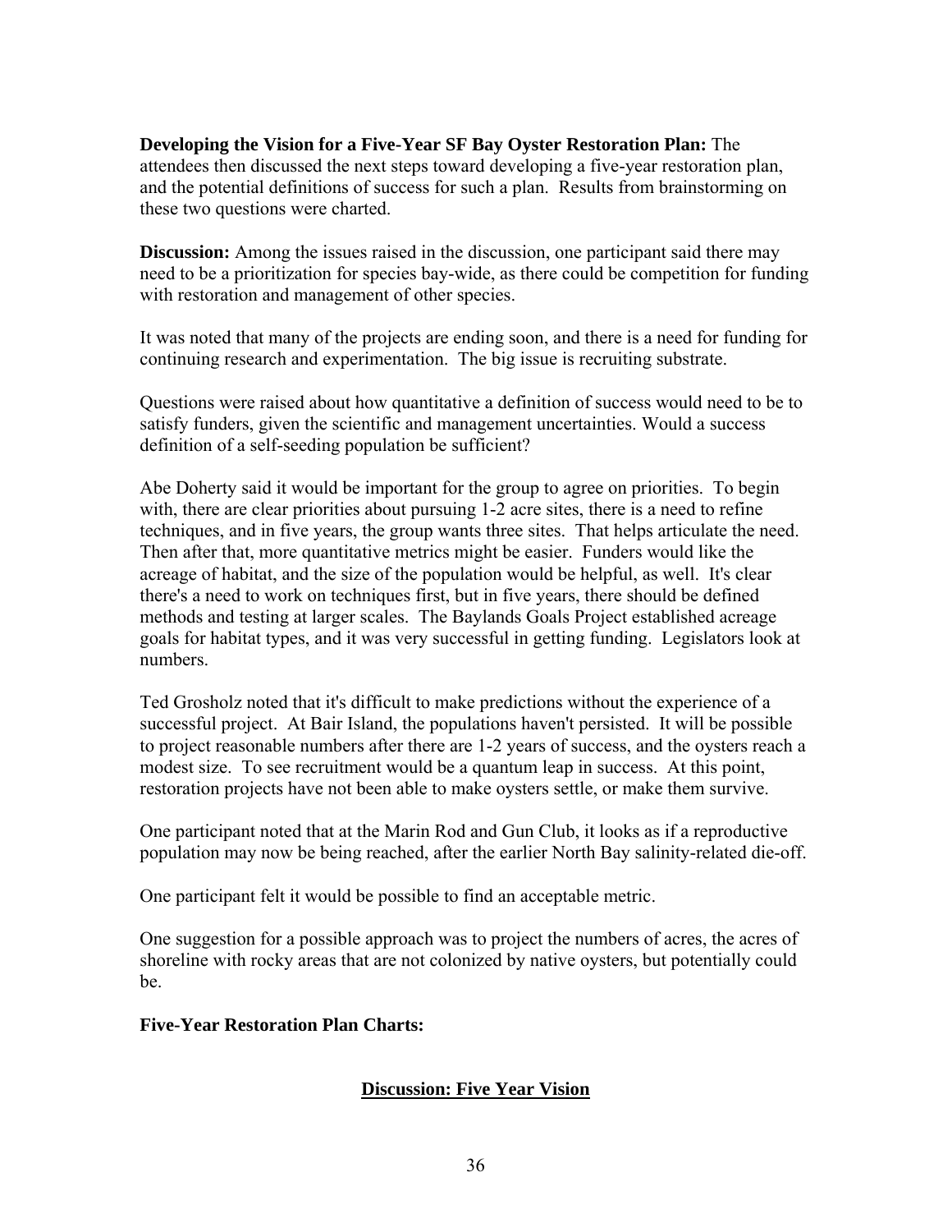**Developing the Vision for a Five-Year SF Bay Oyster Restoration Plan:** The attendees then discussed the next steps toward developing a five-year restoration plan, and the potential definitions of success for such a plan. Results from brainstorming on these two questions were charted.

**Discussion:** Among the issues raised in the discussion, one participant said there may need to be a prioritization for species bay-wide, as there could be competition for funding with restoration and management of other species.

It was noted that many of the projects are ending soon, and there is a need for funding for continuing research and experimentation. The big issue is recruiting substrate.

Questions were raised about how quantitative a definition of success would need to be to satisfy funders, given the scientific and management uncertainties. Would a success definition of a self-seeding population be sufficient?

Abe Doherty said it would be important for the group to agree on priorities. To begin with, there are clear priorities about pursuing 1-2 acre sites, there is a need to refine techniques, and in five years, the group wants three sites. That helps articulate the need. Then after that, more quantitative metrics might be easier. Funders would like the acreage of habitat, and the size of the population would be helpful, as well. It's clear there's a need to work on techniques first, but in five years, there should be defined methods and testing at larger scales. The Baylands Goals Project established acreage goals for habitat types, and it was very successful in getting funding. Legislators look at numbers.

Ted Grosholz noted that it's difficult to make predictions without the experience of a successful project. At Bair Island, the populations haven't persisted. It will be possible to project reasonable numbers after there are 1-2 years of success, and the oysters reach a modest size. To see recruitment would be a quantum leap in success. At this point, restoration projects have not been able to make oysters settle, or make them survive.

One participant noted that at the Marin Rod and Gun Club, it looks as if a reproductive population may now be being reached, after the earlier North Bay salinity-related die-off.

One participant felt it would be possible to find an acceptable metric.

One suggestion for a possible approach was to project the numbers of acres, the acres of shoreline with rocky areas that are not colonized by native oysters, but potentially could be.

**Five-Year Restoration Plan Charts:**

**Discussion: Five Year Vision**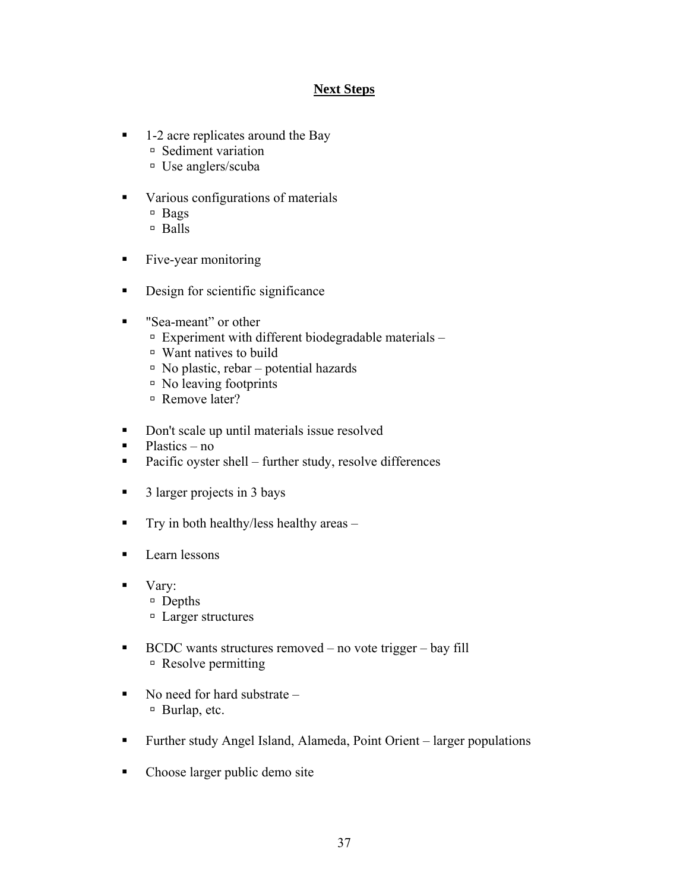## Next Steps

- 1-2 acre replicates around the Bay
  - Sediment variation
  - Use anglers/scuba
- Various configurations of materials
  - Bags
  - Balls
- Five-year monitoring
- Design for scientific significance
- "Sea-meant" or other
  - Experiment with different biodegradable materials –
  - Want natives to build
  - No plastic, rebar – potential hazards
  - No leaving footprints
  - Remove later?
- Don't scale up until materials issue resolved
- Plastics – no
- Pacific oyster shell – further study, resolve differences
- 3 larger projects in 3 bays
- Try in both healthy/less healthy areas –
- Learn lessons
- Vary:
  - Depths
  - Larger structures
- BCDC wants structures removed – no vote trigger – bay fill
  - Resolve permitting
- No need for hard substrate –
  - Burlap, etc.
- Further study Angel Island, Alameda, Point Orient – larger populations
- Choose larger public demo site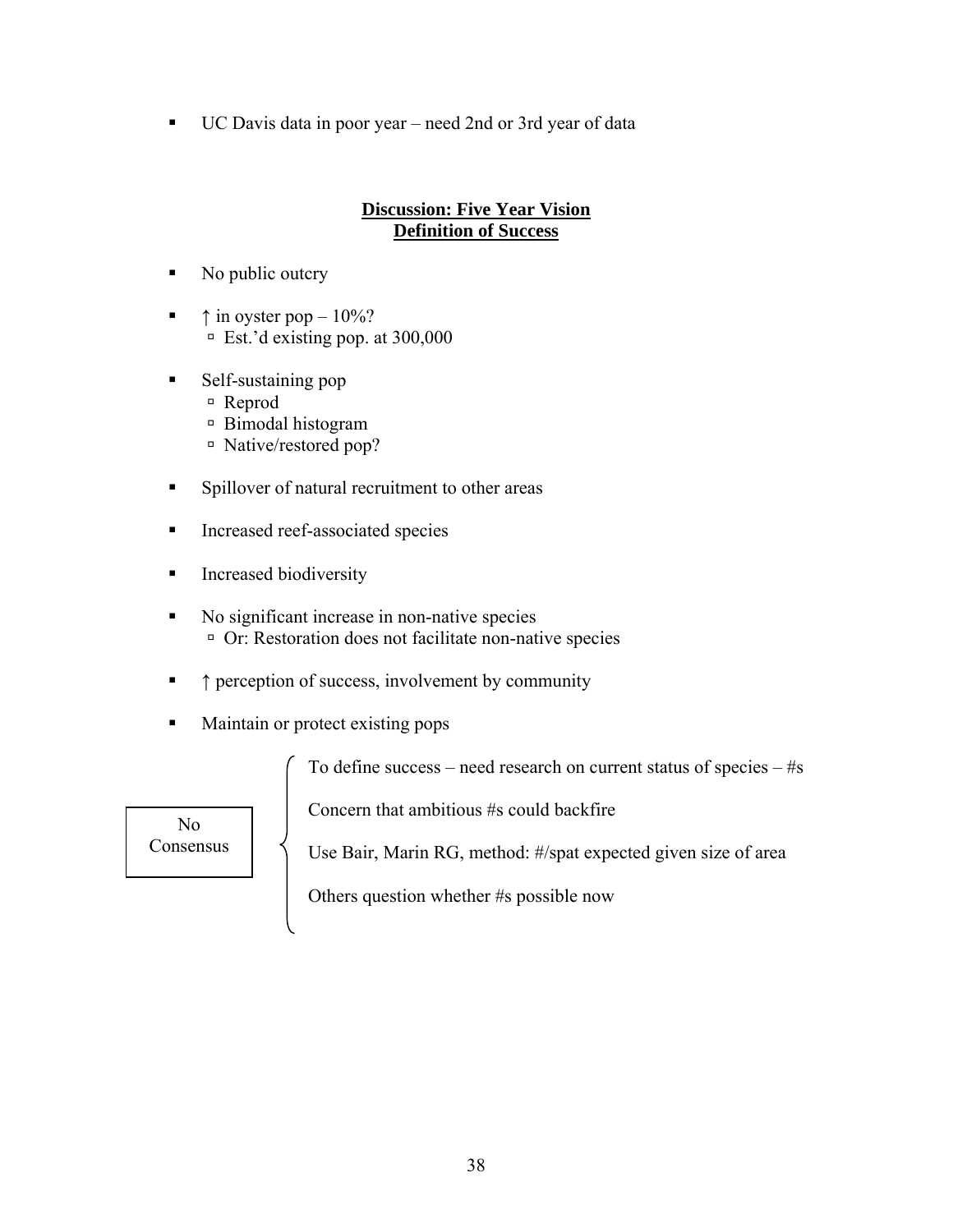- UC Davis data in poor year – need 2nd or 3rd year of data

## **Discussion: Five Year Vision**
## **Definition of Success**

- No public outcry
- ↑ in oyster pop – 10%?
  - Est.'d existing pop. at 300,000
- Self-sustaining pop
  - Reprod
  - Bimodal histogram
  - Native/restored pop?
- Spillover of natural recruitment to other areas
- Increased reef-associated species
- Increased biodiversity
- No significant increase in non-native species
  - Or: Restoration does not facilitate non-native species
- ↑ perception of success, involvement by community
- Maintain or protect existing pops

No Consensus:

- To define success – need research on current status of species – #s
- Concern that ambitious #s could backfire
- Use Bair, Marin RG, method: #/spat expected given size of area
- Others question whether #s possible now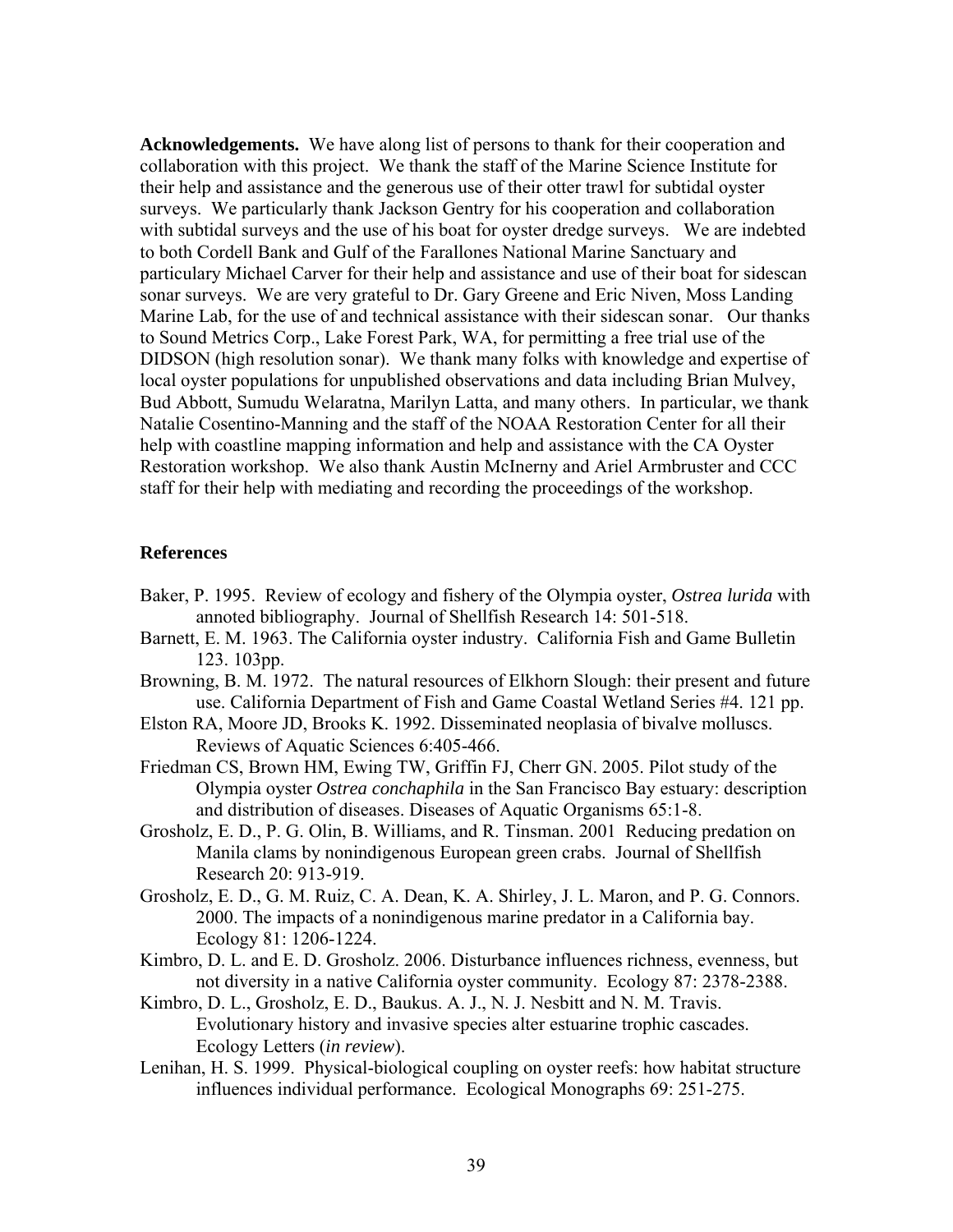**Acknowledgements.** We have along list of persons to thank for their cooperation and collaboration with this project. We thank the staff of the Marine Science Institute for their help and assistance and the generous use of their otter trawl for subtidal oyster surveys. We particularly thank Jackson Gentry for his cooperation and collaboration with subtidal surveys and the use of his boat for oyster dredge surveys. We are indebted to both Cordell Bank and Gulf of the Farallones National Marine Sanctuary and particulary Michael Carver for their help and assistance and use of their boat for sidescan sonar surveys. We are very grateful to Dr. Gary Greene and Eric Niven, Moss Landing Marine Lab, for the use of and technical assistance with their sidescan sonar. Our thanks to Sound Metrics Corp., Lake Forest Park, WA, for permitting a free trial use of the DIDSON (high resolution sonar). We thank many folks with knowledge and expertise of local oyster populations for unpublished observations and data including Brian Mulvey, Bud Abbott, Sumudu Welaratna, Marilyn Latta, and many others. In particular, we thank Natalie Cosentino-Manning and the staff of the NOAA Restoration Center for all their help with coastline mapping information and help and assistance with the CA Oyster Restoration workshop. We also thank Austin McInerny and Ariel Armbruster and CCC staff for their help with mediating and recording the proceedings of the workshop.

## References

Baker, P. 1995. Review of ecology and fishery of the Olympia oyster, *Ostrea lurida* with annoted bibliography. Journal of Shellfish Research 14: 501-518.

Barnett, E. M. 1963. The California oyster industry. California Fish and Game Bulletin 123. 103pp.

Browning, B. M. 1972. The natural resources of Elkhorn Slough: their present and future use. California Department of Fish and Game Coastal Wetland Series #4. 121 pp.

Elston RA, Moore JD, Brooks K. 1992. Disseminated neoplasia of bivalve molluscs. Reviews of Aquatic Sciences 6:405-466.

Friedman CS, Brown HM, Ewing TW, Griffin FJ, Cherr GN. 2005. Pilot study of the Olympia oyster *Ostrea conchaphila* in the San Francisco Bay estuary: description and distribution of diseases. Diseases of Aquatic Organisms 65:1-8.

Grosholz, E. D., P. G. Olin, B. Williams, and R. Tinsman. 2001 Reducing predation on Manila clams by nonindigenous European green crabs. Journal of Shellfish Research 20: 913-919.

Grosholz, E. D., G. M. Ruiz, C. A. Dean, K. A. Shirley, J. L. Maron, and P. G. Connors. 2000. The impacts of a nonindigenous marine predator in a California bay. Ecology 81: 1206-1224.

Kimbro, D. L. and E. D. Grosholz. 2006. Disturbance influences richness, evenness, but not diversity in a native California oyster community. Ecology 87: 2378-2388.

Kimbro, D. L., Grosholz, E. D., Baukus. A. J., N. J. Nesbitt and N. M. Travis. Evolutionary history and invasive species alter estuarine trophic cascades. Ecology Letters (*in review*).

Lenihan, H. S. 1999. Physical-biological coupling on oyster reefs: how habitat structure influences individual performance. Ecological Monographs 69: 251-275.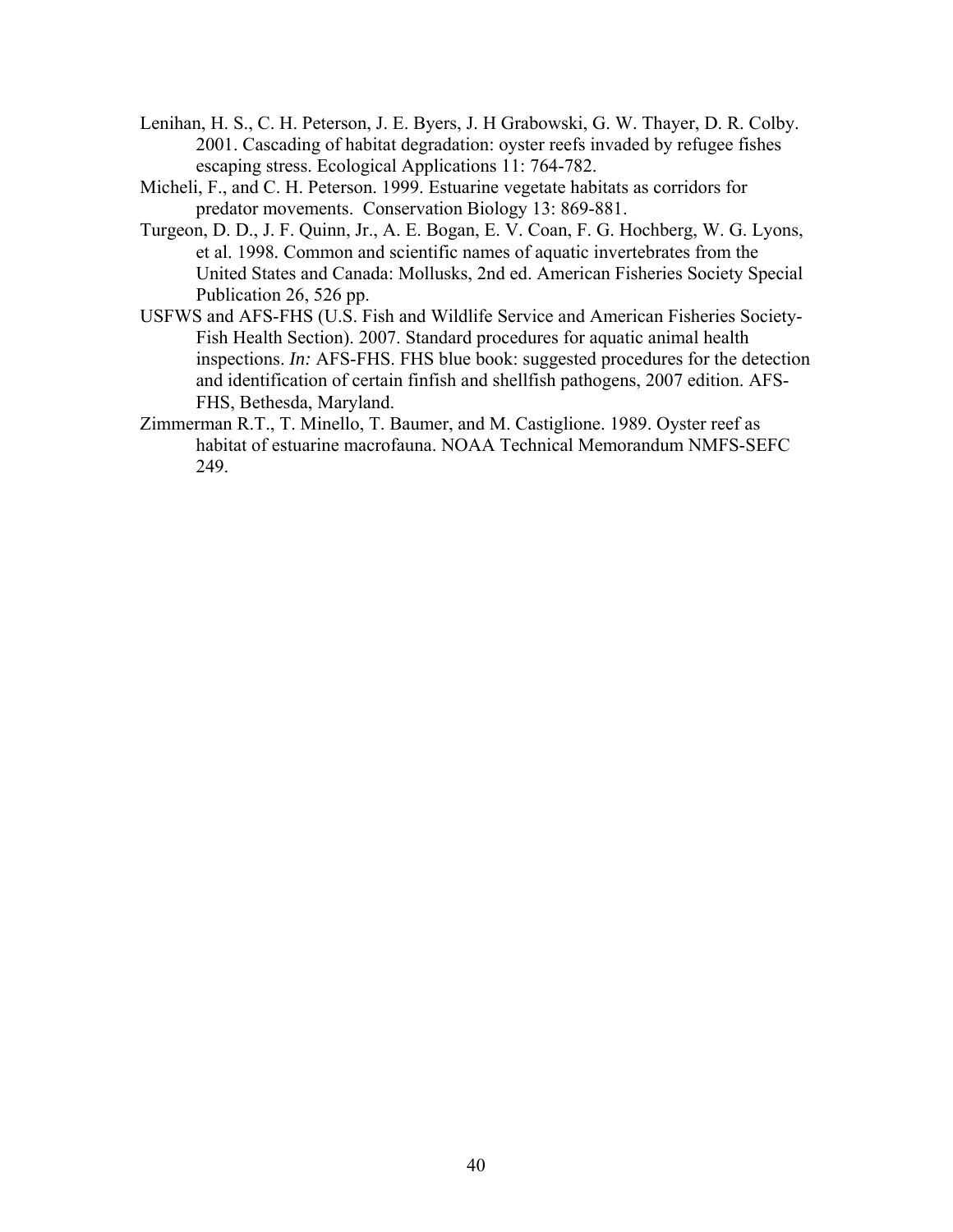Lenihan, H. S., C. H. Peterson, J. E. Byers, J. H Grabowski, G. W. Thayer, D. R. Colby. 2001. Cascading of habitat degradation: oyster reefs invaded by refugee fishes escaping stress. Ecological Applications 11: 764-782.

Micheli, F., and C. H. Peterson. 1999. Estuarine vegetate habitats as corridors for predator movements. Conservation Biology 13: 869-881.

Turgeon, D. D., J. F. Quinn, Jr., A. E. Bogan, E. V. Coan, F. G. Hochberg, W. G. Lyons, et al. 1998. Common and scientific names of aquatic invertebrates from the United States and Canada: Mollusks, 2nd ed. American Fisheries Society Special Publication 26, 526 pp.

USFWS and AFS-FHS (U.S. Fish and Wildlife Service and American Fisheries Society-Fish Health Section). 2007. Standard procedures for aquatic animal health inspections. *In:* AFS-FHS. FHS blue book: suggested procedures for the detection and identification of certain finfish and shellfish pathogens, 2007 edition. AFS-FHS, Bethesda, Maryland.

Zimmerman R.T., T. Minello, T. Baumer, and M. Castiglione. 1989. Oyster reef as habitat of estuarine macrofauna. NOAA Technical Memorandum NMFS-SEFC 249.